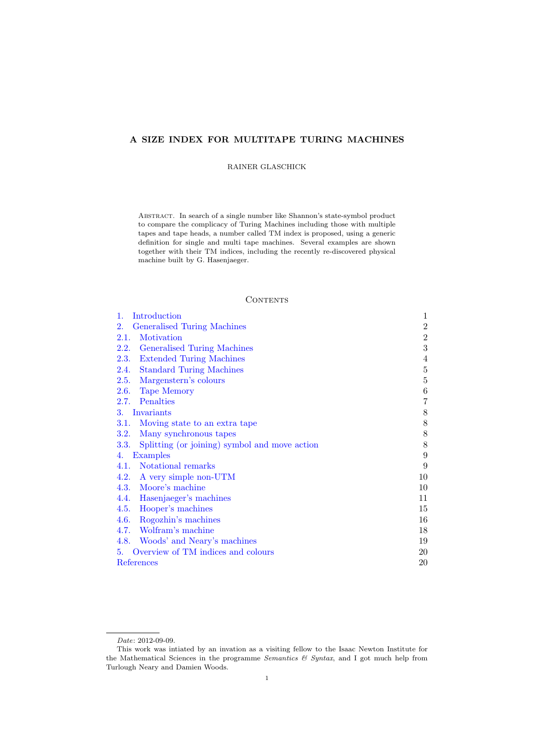# A SIZE INDEX FOR MULTITAPE TURING MACHINES

RAINER GLASCHICK

Abstract. In search of a single number like Shannon's state-symbol product to compare the complicacy of Turing Machines including those with multiple tapes and tape heads, a number called TM index is proposed, using a generic definition for single and multi tape machines. Several examples are shown together with their TM indices, including the recently re-discovered physical machine built by G. Hasenjaeger.

## Contents

| | |
|---|---|
| 1. Introduction | 1 |
| 2. Generalised Turing Machines | 2 |
| 2.1. Motivation | 2 |
| 2.2. Generalised Turing Machines | 3 |
| 2.3. Extended Turing Machines | 4 |
| 2.4. Standard Turing Machines | 5 |
| 2.5. Margenstern's colours | 5 |
| 2.6. Tape Memory | 6 |
| 2.7. Penalties | 7 |
| 3. Invariants | 8 |
| 3.1. Moving state to an extra tape | 8 |
| 3.2. Many synchronous tapes | 8 |
| 3.3. Splitting (or joining) symbol and move action | 8 |
| 4. Examples | 9 |
| 4.1. Notational remarks | 9 |
| 4.2. A very simple non-UTM | 10 |
| 4.3. Moore's machine | 10 |
| 4.4. Hasenjaeger's machines | 11 |
| 4.5. Hooper's machines | 15 |
| 4.6. Rogozhin's machines | 16 |
| 4.7. Wolfram's machine | 18 |
| 4.8. Woods' and Neary's machines | 19 |
| 5. Overview of TM indices and colours | 20 |
| References | 20 |

---

*Date*: 2012-09-09.

This work was intiated by an invation as a visiting fellow to the Isaac Newton Institute for the Mathematical Sciences in the programme *Semantics & Syntax*, and I got much help from Turlough Neary and Damien Woods.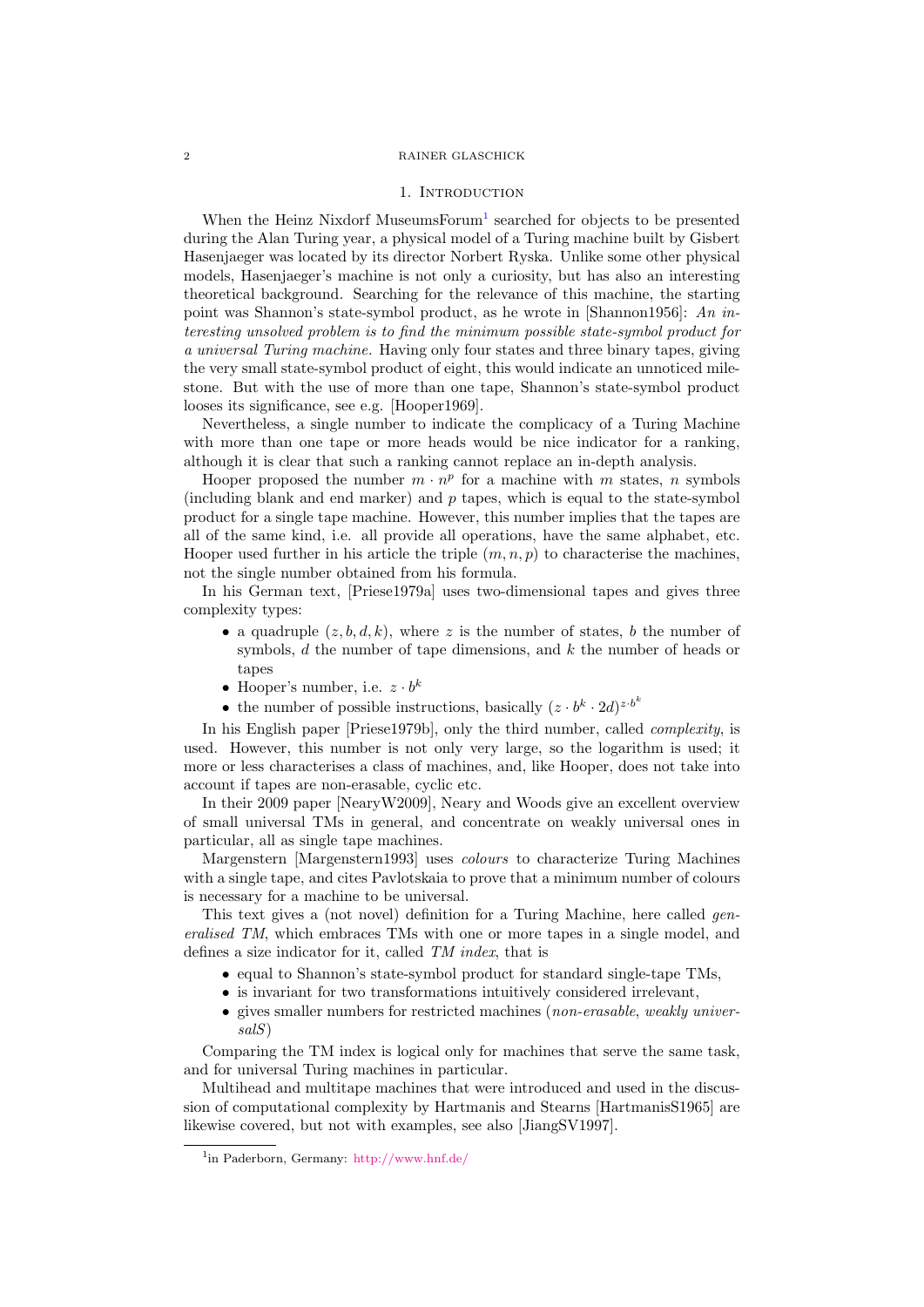## 1. Introduction

When the Heinz Nixdorf MuseumsForum[1] searched for objects to be presented during the Alan Turing year, a physical model of a Turing machine built by Gisbert Hasenjaeger was located by its director Norbert Ryska. Unlike some other physical models, Hasenjaeger's machine is not only a curiosity, but has also an interesting theoretical background. Searching for the relevance of this machine, the starting point was Shannon's state-symbol product, as he wrote in [Shannon1956]: *An interesting unsolved problem is to find the minimum possible state-symbol product for a universal Turing machine.* Having only four states and three binary tapes, giving the very small state-symbol product of eight, this would indicate an unnoticed milestone. But with the use of more than one tape, Shannon's state-symbol product looses its significance, see e.g. [Hooper1969].

Nevertheless, a single number to indicate the complicacy of a Turing Machine with more than one tape or more heads would be nice indicator for a ranking, although it is clear that such a ranking cannot replace an in-depth analysis.

Hooper proposed the number $m \cdot n^p$ for a machine with $m$ states, $n$ symbols (including blank and end marker) and $p$ tapes, which is equal to the state-symbol product for a single tape machine. However, this number implies that the tapes are all of the same kind, i.e. all provide all operations, have the same alphabet, etc. Hooper used further in his article the triple $(m, n, p)$ to characterise the machines, not the single number obtained from his formula.

In his German text, [Priese1979a] uses two-dimensional tapes and gives three complexity types:

- a quadruple $(z, b, d, k)$, where $z$ is the number of states, $b$ the number of symbols, $d$ the number of tape dimensions, and $k$ the number of heads or tapes
- Hooper's number, i.e. $z \cdot b^k$
- the number of possible instructions, basically $(z \cdot b^k \cdot 2d)^{z \cdot b^k}$

In his English paper [Priese1979b], only the third number, called *complexity*, is used. However, this number is not only very large, so the logarithm is used; it more or less characterises a class of machines, and, like Hooper, does not take into account if tapes are non-erasable, cyclic etc.

In their 2009 paper [NearyW2009], Neary and Woods give an excellent overview of small universal TMs in general, and concentrate on weakly universal ones in particular, all as single tape machines.

Margenstern [Margenstern1993] uses *colours* to characterize Turing Machines with a single tape, and cites Pavlotskaia to prove that a minimum number of colours is necessary for a machine to be universal.

This text gives a (not novel) definition for a Turing Machine, here called *generalised TM*, which embraces TMs with one or more tapes in a single model, and defines a size indicator for it, called *TM index*, that is

- equal to Shannon's state-symbol product for standard single-tape TMs,
- is invariant for two transformations intuitively considered irrelevant,
- gives smaller numbers for restricted machines (*non-erasable*, *weakly universalS*)

Comparing the TM index is logical only for machines that serve the same task, and for universal Turing machines in particular.

Multihead and multitape machines that were introduced and used in the discussion of computational complexity by Hartmanis and Stearns [HartmanisS1965] are likewise covered, but not with examples, see also [JiangSV1997].

[1] in Paderborn, Germany: http://www.hnf.de/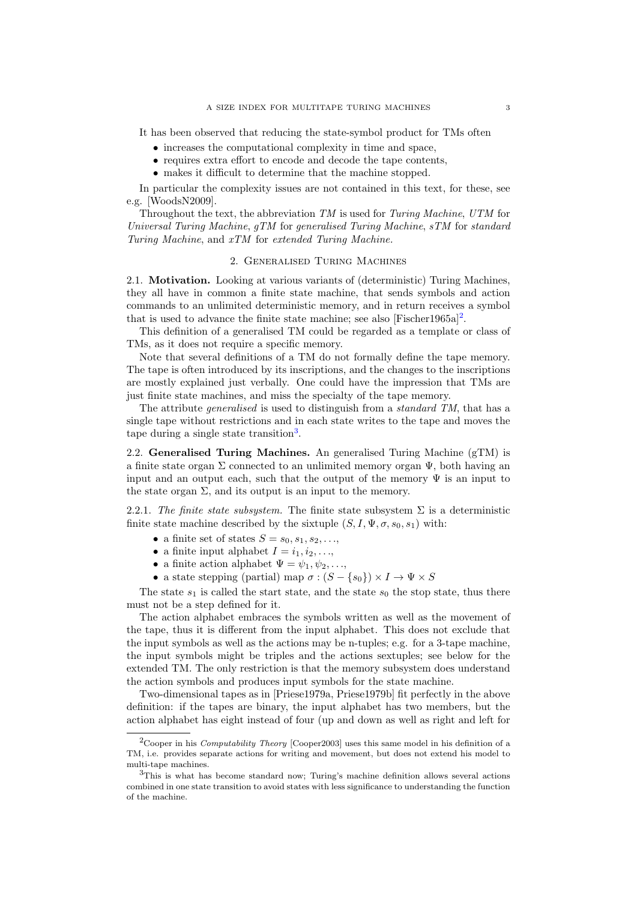It has been observed that reducing the state-symbol product for TMs often

- increases the computational complexity in time and space,
- requires extra effort to encode and decode the tape contents,
- makes it difficult to determine that the machine stopped.

In particular the complexity issues are not contained in this text, for these, see e.g. [WoodsN2009].

Throughout the text, the abbreviation *TM* is used for *Turing Machine*, *UTM* for *Universal Turing Machine*, *gTM* for *generalised Turing Machine*, *sTM* for *standard Turing Machine*, and *xTM* for *extended Turing Machine*.

## 2. Generalised Turing Machines

**2.1. Motivation.** Looking at various variants of (deterministic) Turing Machines, they all have in common a finite state machine, that sends symbols and action commands to an unlimited deterministic memory, and in return receives a symbol that is used to advance the finite state machine; see also [Fischer1965a][2].

This definition of a generalised TM could be regarded as a template or class of TMs, as it does not require a specific memory.

Note that several definitions of a TM do not formally define the tape memory. The tape is often introduced by its inscriptions, and the changes to the inscriptions are mostly explained just verbally. One could have the impression that TMs are just finite state machines, and miss the specialty of the tape memory.

The attribute *generalised* is used to distinguish from a *standard TM*, that has a single tape without restrictions and in each state writes to the tape and moves the tape during a single state transition[3].

**2.2. Generalised Turing Machines.** An generalised Turing Machine (gTM) is a finite state organ $\Sigma$ connected to an unlimited memory organ $\Psi$, both having an input and an output each, such that the output of the memory $\Psi$ is an input to the state organ $\Sigma$, and its output is an input to the memory.

2.2.1. *The finite state subsystem.* The finite state subsystem $\Sigma$ is a deterministic finite state machine described by the sixtuple $(S, I, \Psi, \sigma, s_0, s_1)$ with:

- a finite set of states $S = s_0, s_1, s_2, \ldots,$
- a finite input alphabet $I = i_1, i_2, \ldots,$
- a finite action alphabet $\Psi = \psi_1, \psi_2, \ldots,$
- a state stepping (partial) map $\sigma : (S - \{s_0\}) \times I \to \Psi \times S$

The state $s_1$ is called the start state, and the state $s_0$ the stop state, thus there must not be a step defined for it.

The action alphabet embraces the symbols written as well as the movement of the tape, thus it is different from the input alphabet. This does not exclude that the input symbols as well as the actions may be n-tuples; e.g. for a 3-tape machine, the input symbols might be triples and the actions sextuples; see below for the extended TM. The only restriction is that the memory subsystem does understand the action symbols and produces input symbols for the state machine.

Two-dimensional tapes as in [Priese1979a, Priese1979b] fit perfectly in the above definition: if the tapes are binary, the input alphabet has two members, but the action alphabet has eight instead of four (up and down as well as right and left for

[2] Cooper in his *Computability Theory* [Cooper2003] uses this same model in his definition of a TM, i.e. provides separate actions for writing and movement, but does not extend his model to multi-tape machines.

[3] This is what has become standard now; Turing's machine definition allows several actions combined in one state transition to avoid states with less significance to understanding the function of the machine.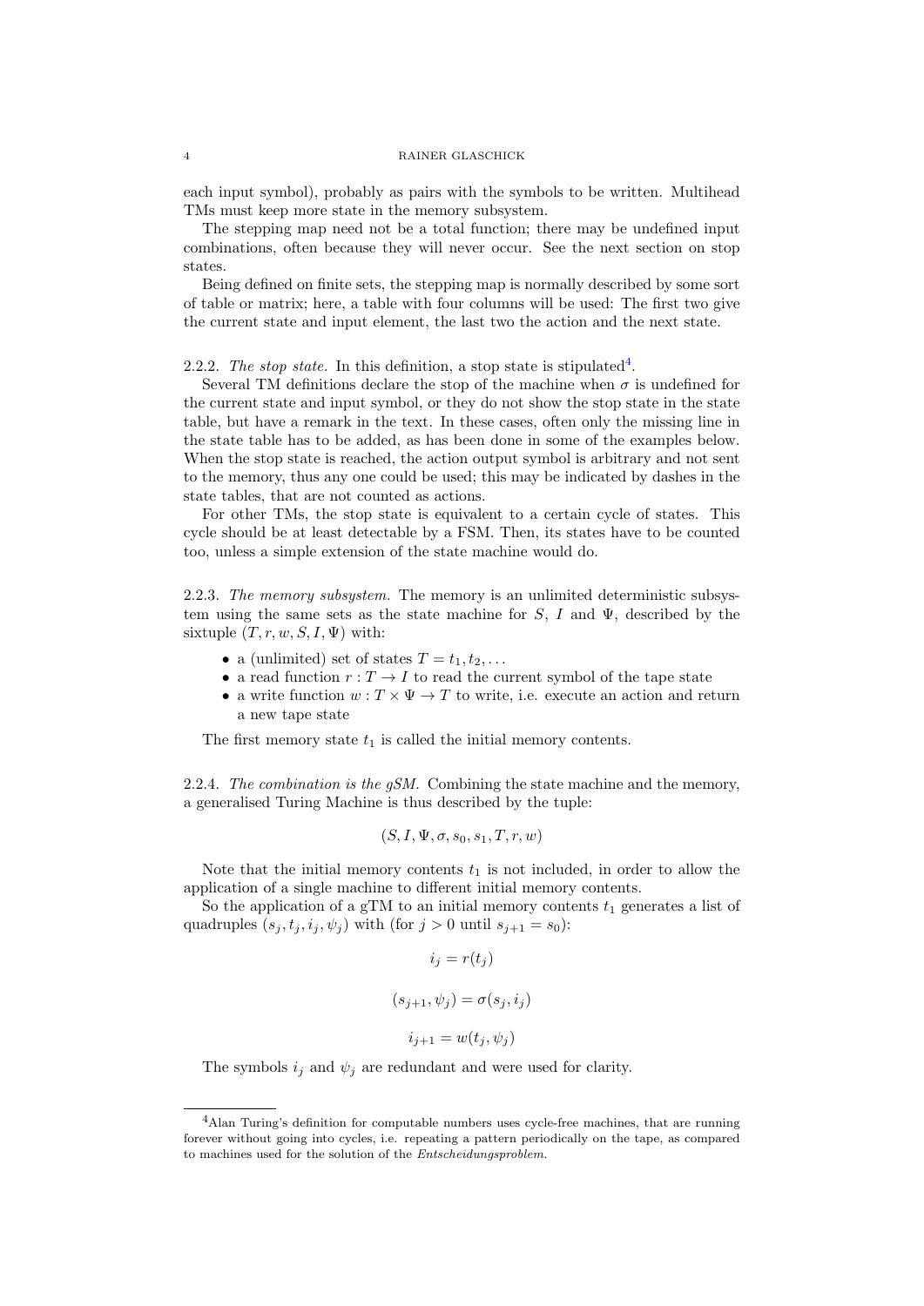each input symbol), probably as pairs with the symbols to be written. Multihead TMs must keep more state in the memory subsystem.

The stepping map need not be a total function; there may be undefined input combinations, often because they will never occur. See the next section on stop states.

Being defined on finite sets, the stepping map is normally described by some sort of table or matrix; here, a table with four columns will be used: The first two give the current state and input element, the last two the action and the next state.

2.2.2. *The stop state.* In this definition, a stop state is stipulated[4].

Several TM definitions declare the stop of the machine when $\sigma$ is undefined for the current state and input symbol, or they do not show the stop state in the state table, but have a remark in the text. In these cases, often only the missing line in the state table has to be added, as has been done in some of the examples below. When the stop state is reached, the action output symbol is arbitrary and not sent to the memory, thus any one could be used; this may be indicated by dashes in the state tables, that are not counted as actions.

For other TMs, the stop state is equivalent to a certain cycle of states. This cycle should be at least detectable by a FSM. Then, its states have to be counted too, unless a simple extension of the state machine would do.

2.2.3. *The memory subsystem.* The memory is an unlimited deterministic subsystem using the same sets as the state machine for $S$, $I$ and $\Psi$, described by the sixtuple $(T, r, w, S, I, \Psi)$ with:

- a (unlimited) set of states $T = t_1, t_2, \ldots$
- a read function $r : T \to I$ to read the current symbol of the tape state
- a write function $w : T \times \Psi \to T$ to write, i.e. execute an action and return a new tape state

The first memory state $t_1$ is called the initial memory contents.

2.2.4. *The combination is the gSM.* Combining the state machine and the memory, a generalised Turing Machine is thus described by the tuple:

$$(S, I, \Psi, \sigma, s_0, s_1, T, r, w)$$

Note that the initial memory contents $t_1$ is not included, in order to allow the application of a single machine to different initial memory contents.

So the application of a gTM to an initial memory contents $t_1$ generates a list of quadruples $(s_j, t_j, i_j, \psi_j)$ with (for $j > 0$ until $s_{j+1} = s_0$):

$$i_j = r(t_j)$$

$$(s_{j+1}, \psi_j) = \sigma(s_j, i_j)$$

$$i_{j+1} = w(t_j, \psi_j)$$

The symbols $i_j$ and $\psi_j$ are redundant and were used for clarity.

[4]Alan Turing's definition for computable numbers uses cycle-free machines, that are running forever without going into cycles, i.e. repeating a pattern periodically on the tape, as compared to machines used for the solution of the *Entscheidungsproblem*.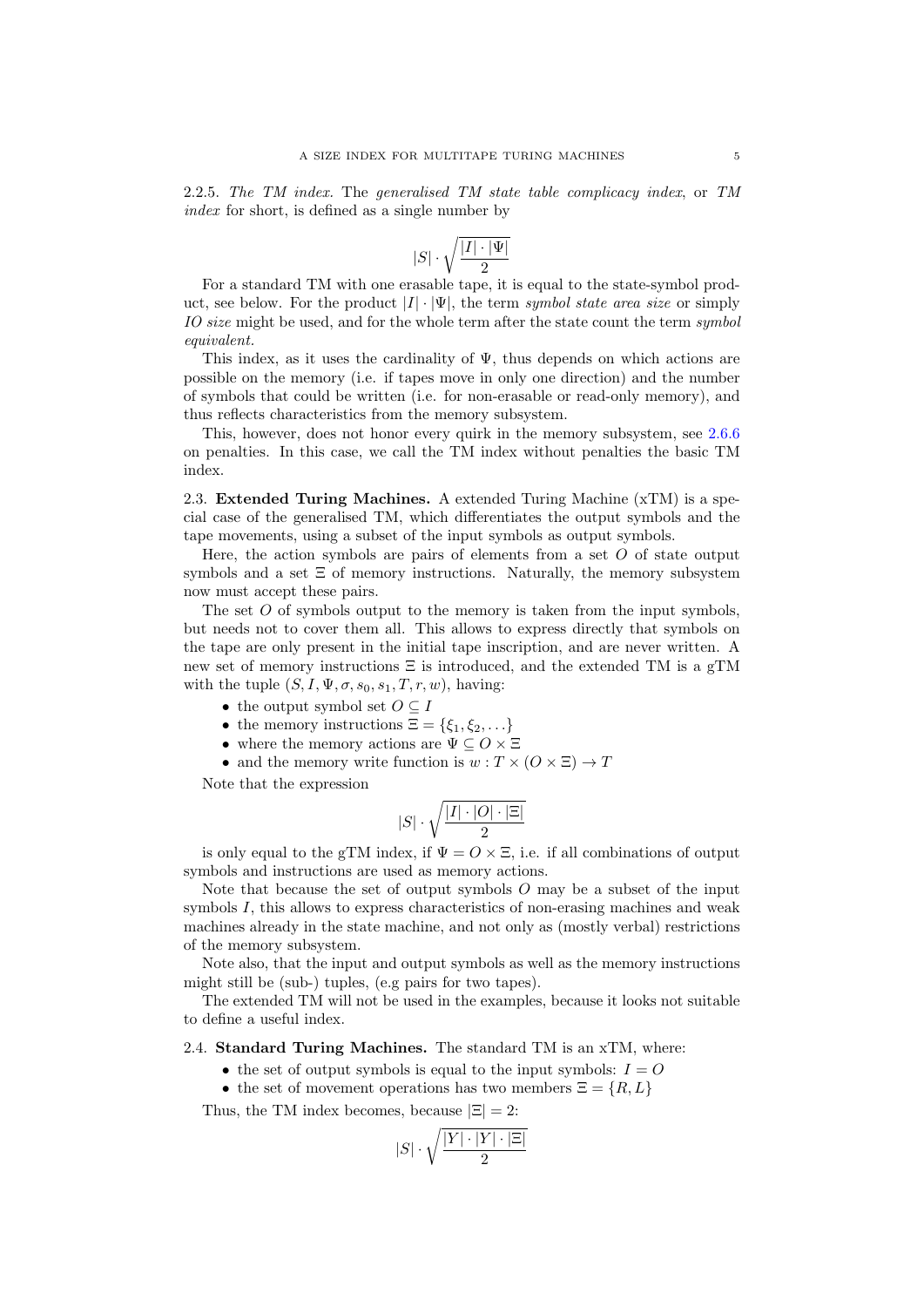2.2.5. *The TM index.* The *generalised TM state table complicacy index*, or *TM index* for short, is defined as a single number by

$$|S| \cdot \sqrt{\frac{|I| \cdot |\Psi|}{2}}$$

For a standard TM with one erasable tape, it is equal to the state-symbol product, see below. For the product $|I| \cdot |\Psi|$, the term *symbol state area size* or simply *IO size* might be used, and for the whole term after the state count the term *symbol equivalent*.

This index, as it uses the cardinality of $\Psi$, thus depends on which actions are possible on the memory (i.e. if tapes move in only one direction) and the number of symbols that could be written (i.e. for non-erasable or read-only memory), and thus reflects characteristics from the memory subsystem.

This, however, does not honor every quirk in the memory subsystem, see 2.6.6 on penalties. In this case, we call the TM index without penalties the basic TM index.

## 2.3. Extended Turing Machines.

A extended Turing Machine (xTM) is a special case of the generalised TM, which differentiates the output symbols and the tape movements, using a subset of the input symbols as output symbols.

Here, the action symbols are pairs of elements from a set $O$ of state output symbols and a set $\Xi$ of memory instructions. Naturally, the memory subsystem now must accept these pairs.

The set $O$ of symbols output to the memory is taken from the input symbols, but needs not to cover them all. This allows to express directly that symbols on the tape are only present in the initial tape inscription, and are never written. A new set of memory instructions $\Xi$ is introduced, and the extended TM is a gTM with the tuple $(S, I, \Psi, \sigma, s_0, s_1, T, r, w)$, having:

- the output symbol set $O \subseteq I$
- the memory instructions $\Xi = \{\xi_1, \xi_2, \ldots\}$
- where the memory actions are $\Psi \subseteq O \times \Xi$
- and the memory write function is $w : T \times (O \times \Xi) \to T$

Note that the expression

$$|S| \cdot \sqrt{\frac{|I| \cdot |O| \cdot |\Xi|}{2}}$$

is only equal to the gTM index, if $\Psi = O \times \Xi$, i.e. if all combinations of output symbols and instructions are used as memory actions.

Note that because the set of output symbols $O$ may be a subset of the input symbols $I$, this allows to express characteristics of non-erasing machines and weak machines already in the state machine, and not only as (mostly verbal) restrictions of the memory subsystem.

Note also, that the input and output symbols as well as the memory instructions might still be (sub-) tuples, (e.g pairs for two tapes).

The extended TM will not be used in the examples, because it looks not suitable to define a useful index.

## 2.4. Standard Turing Machines.

The standard TM is an xTM, where:

- the set of output symbols is equal to the input symbols: $I = O$
- the set of movement operations has two members $\Xi = \{R, L\}$

Thus, the TM index becomes, because $|\Xi| = 2$:

$$|S| \cdot \sqrt{\frac{|Y| \cdot |Y| \cdot |\Xi|}{2}}$$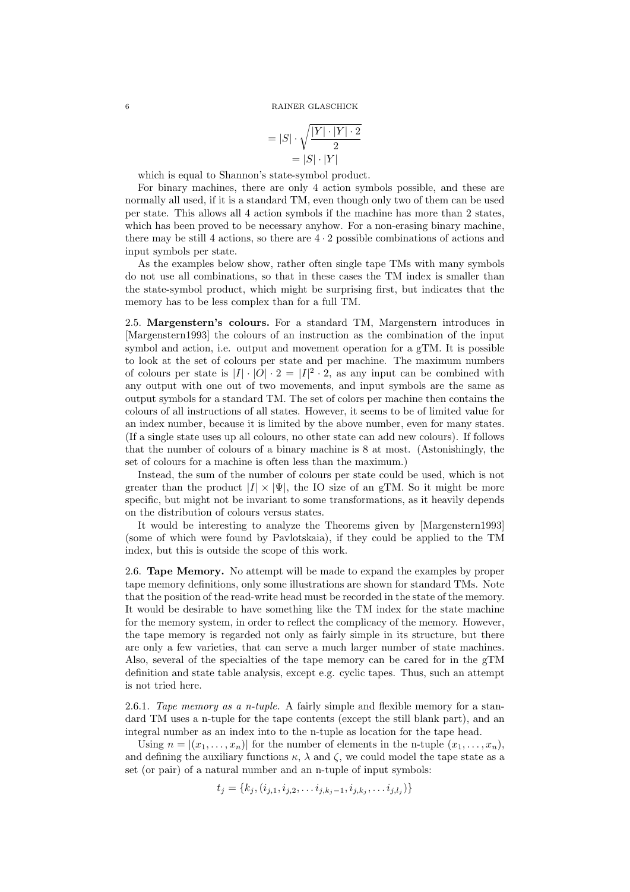$$= |S| \cdot \sqrt{\frac{|Y| \cdot |Y| \cdot 2}{2}}$$
$$= |S| \cdot |Y|$$

which is equal to Shannon's state-symbol product.

For binary machines, there are only 4 action symbols possible, and these are normally all used, if it is a standard TM, even though only two of them can be used per state. This allows all 4 action symbols if the machine has more than 2 states, which has been proved to be necessary anyhow. For a non-erasing binary machine, there may be still 4 actions, so there are $4 \cdot 2$ possible combinations of actions and input symbols per state.

As the examples below show, rather often single tape TMs with many symbols do not use all combinations, so that in these cases the TM index is smaller than the state-symbol product, which might be surprising first, but indicates that the memory has to be less complex than for a full TM.

### 2.5. Margenstern's colours.

For a standard TM, Margenstern introduces in [Margenstern1993] the colours of an instruction as the combination of the input symbol and action, i.e. output and movement operation for a gTM. It is possible to look at the set of colours per state and per machine. The maximum numbers of colours per state is $|I| \cdot |O| \cdot 2 = |I|^2 \cdot 2$, as any input can be combined with any output with one out of two movements, and input symbols are the same as output symbols for a standard TM. The set of colors per machine then contains the colours of all instructions of all states. However, it seems to be of limited value for an index number, because it is limited by the above number, even for many states. (If a single state uses up all colours, no other state can add new colours). If follows that the number of colours of a binary machine is 8 at most. (Astonishingly, the set of colours for a machine is often less than the maximum.)

Instead, the sum of the number of colours per state could be used, which is not greater than the product $|I| \times |\Psi|$, the IO size of an gTM. So it might be more specific, but might not be invariant to some transformations, as it heavily depends on the distribution of colours versus states.

It would be interesting to analyze the Theorems given by [Margenstern1993] (some of which were found by Pavlotskaia), if they could be applied to the TM index, but this is outside the scope of this work.

### 2.6. Tape Memory.

No attempt will be made to expand the examples by proper tape memory definitions, only some illustrations are shown for standard TMs. Note that the position of the read-write head must be recorded in the state of the memory. It would be desirable to have something like the TM index for the state machine for the memory system, in order to reflect the complicacy of the memory. However, the tape memory is regarded not only as fairly simple in its structure, but there are only a few varieties, that can serve a much larger number of state machines. Also, several of the specialties of the tape memory can be cared for in the gTM definition and state table analysis, except e.g. cyclic tapes. Thus, such an attempt is not tried here.

#### 2.6.1. *Tape memory as a n-tuple.*

A fairly simple and flexible memory for a standard TM uses a n-tuple for the tape contents (except the still blank part), and an integral number as an index into to the n-tuple as location for the tape head.

Using $n = |(x_1, \ldots, x_n)|$ for the number of elements in the n-tuple $(x_1, \ldots, x_n)$, and defining the auxiliary functions $\kappa$, $\lambda$ and $\zeta$, we could model the tape state as a set (or pair) of a natural number and an n-tuple of input symbols:

$$t_j = \{k_j, (i_{j,1}, i_{j,2}, \ldots i_{j,k_j-1}, i_{j,k_j}, \ldots i_{j,l_j})\}$$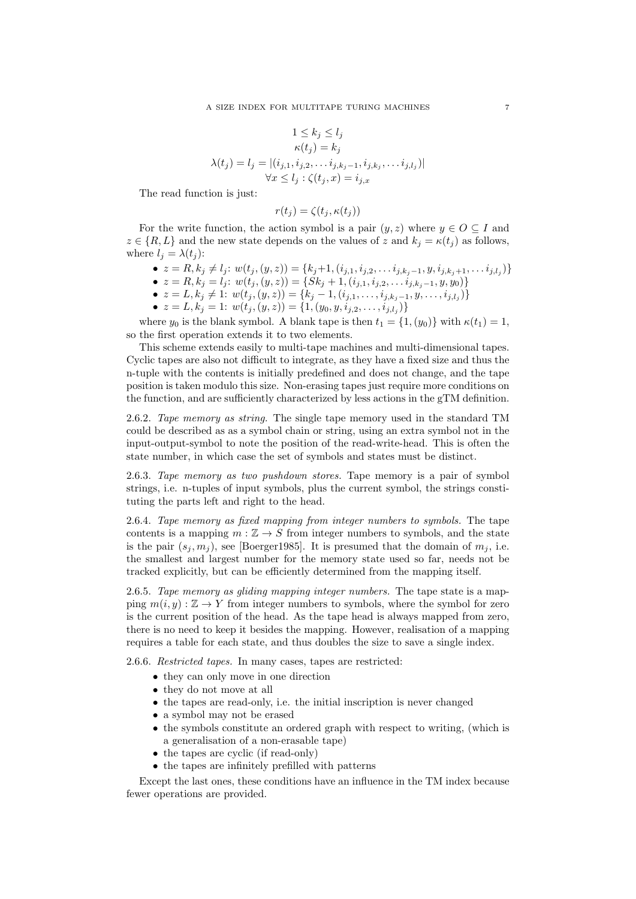$$1 \leq k_j \leq l_j$$
$$\kappa(t_j) = k_j$$
$$\lambda(t_j) = l_j = |(i_{j,1}, i_{j,2}, \ldots i_{j,k_j-1}, i_{j,k_j}, \ldots i_{j,l_j})|$$
$$\forall x \leq l_j : \zeta(t_j, x) = i_{j,x}$$

The read function is just:

$$r(t_j) = \zeta(t_j, \kappa(t_j))$$

For the write function, the action symbol is a pair $(y, z)$ where $y \in O \subseteq I$ and $z \in \{R, L\}$ and the new state depends on the values of $z$ and $k_j = \kappa(t_j)$ as follows, where $l_j = \lambda(t_j)$:

- $z = R, k_j \neq l_j$: $w(t_j, (y, z)) = \{k_j+1, (i_{j,1}, i_{j,2}, \ldots i_{j,k_j-1}, y, i_{j,k_j+1}, \ldots i_{j,l_j})\}$
- $z = R, k_j = l_j$: $w(t_j, (y, z)) = \{Sk_j + 1, (i_{j,1}, i_{j,2}, \ldots i_{j,k_j-1}, y, y_0)\}$
- $z = L, k_j \neq 1$: $w(t_j, (y, z)) = \{k_j - 1, (i_{j,1}, \ldots, i_{j,k_j-1}, y, \ldots, i_{j,l_j})\}$
- $z = L, k_j = 1$: $w(t_j, (y, z)) = \{1, (y_0, y, i_{j,2}, \ldots, i_{j,l_j})\}$

where $y_0$ is the blank symbol. A blank tape is then $t_1 = \{1, (y_0)\}$ with $\kappa(t_1) = 1$, so the first operation extends it to two elements.

This scheme extends easily to multi-tape machines and multi-dimensional tapes. Cyclic tapes are also not difficult to integrate, as they have a fixed size and thus the n-tuple with the contents is initially predefined and does not change, and the tape position is taken modulo this size. Non-erasing tapes just require more conditions on the function, and are sufficiently characterized by less actions in the gTM definition.

2.6.2. *Tape memory as string.* The single tape memory used in the standard TM could be described as as a symbol chain or string, using an extra symbol not in the input-output-symbol to note the position of the read-write-head. This is often the state number, in which case the set of symbols and states must be distinct.

2.6.3. *Tape memory as two pushdown stores.* Tape memory is a pair of symbol strings, i.e. n-tuples of input symbols, plus the current symbol, the strings constituting the parts left and right to the head.

2.6.4. *Tape memory as fixed mapping from integer numbers to symbols.* The tape contents is a mapping $m : \mathbb{Z} \to S$ from integer numbers to symbols, and the state is the pair $(s_j, m_j)$, see [Boerger1985]. It is presumed that the domain of $m_j$, i.e. the smallest and largest number for the memory state used so far, needs not be tracked explicitly, but can be efficiently determined from the mapping itself.

2.6.5. *Tape memory as gliding mapping integer numbers.* The tape state is a mapping $m(i, y) : \mathbb{Z} \to Y$ from integer numbers to symbols, where the symbol for zero is the current position of the head. As the tape head is always mapped from zero, there is no need to keep it besides the mapping. However, realisation of a mapping requires a table for each state, and thus doubles the size to save a single index.

2.6.6. *Restricted tapes.* In many cases, tapes are restricted:

- they can only move in one direction
- they do not move at all
- the tapes are read-only, i.e. the initial inscription is never changed
- a symbol may not be erased
- the symbols constitute an ordered graph with respect to writing, (which is a generalisation of a non-erasable tape)
- the tapes are cyclic (if read-only)
- the tapes are infinitely prefilled with patterns

Except the last ones, these conditions have an influence in the TM index because fewer operations are provided.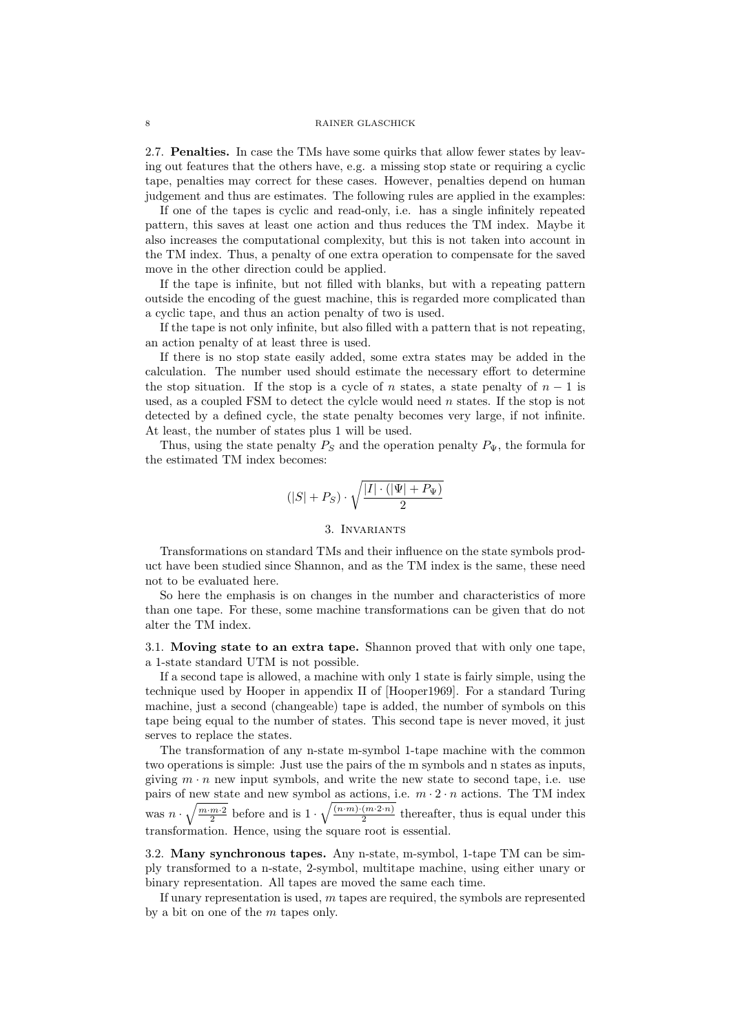### 2.7. Penalties.

In case the TMs have some quirks that allow fewer states by leaving out features that the others have, e.g. a missing stop state or requiring a cyclic tape, penalties may correct for these cases. However, penalties depend on human judgement and thus are estimates. The following rules are applied in the examples:

If one of the tapes is cyclic and read-only, i.e. has a single infinitely repeated pattern, this saves at least one action and thus reduces the TM index. Maybe it also increases the computational complexity, but this is not taken into account in the TM index. Thus, a penalty of one extra operation to compensate for the saved move in the other direction could be applied.

If the tape is infinite, but not filled with blanks, but with a repeating pattern outside the encoding of the guest machine, this is regarded more complicated than a cyclic tape, and thus an action penalty of two is used.

If the tape is not only infinite, but also filled with a pattern that is not repeating, an action penalty of at least three is used.

If there is no stop state easily added, some extra states may be added in the calculation. The number used should estimate the necessary effort to determine the stop situation. If the stop is a cycle of $n$ states, a state penalty of $n-1$ is used, as a coupled FSM to detect the cylcle would need $n$ states. If the stop is not detected by a defined cycle, the state penalty becomes very large, if not infinite. At least, the number of states plus 1 will be used.

Thus, using the state penalty $P_S$ and the operation penalty $P_\Psi$, the formula for the estimated TM index becomes:

$$(|S| + P_S) \cdot \sqrt{\frac{|I| \cdot (|\Psi| + P_\Psi)}{2}}$$

## 3. Invariants

Transformations on standard TMs and their influence on the state symbols product have been studied since Shannon, and as the TM index is the same, these need not to be evaluated here.

So here the emphasis is on changes in the number and characteristics of more than one tape. For these, some machine transformations can be given that do not alter the TM index.

### 3.1. Moving state to an extra tape.

Shannon proved that with only one tape, a 1-state standard UTM is not possible.

If a second tape is allowed, a machine with only 1 state is fairly simple, using the technique used by Hooper in appendix II of [Hooper1969]. For a standard Turing machine, just a second (changeable) tape is added, the number of symbols on this tape being equal to the number of states. This second tape is never moved, it just serves to replace the states.

The transformation of any n-state m-symbol 1-tape machine with the common two operations is simple: Just use the pairs of the m symbols and n states as inputs, giving $m \cdot n$ new input symbols, and write the new state to second tape, i.e. use pairs of new state and new symbol as actions, i.e. $m \cdot 2 \cdot n$ actions. The TM index was $n \cdot \sqrt{\frac{m \cdot m \cdot 2}{2}}$ before and is $1 \cdot \sqrt{\frac{(n \cdot m) \cdot (m \cdot 2 \cdot n)}{2}}$ thereafter, thus is equal under this transformation. Hence, using the square root is essential.

### 3.2. Many synchronous tapes.

Any n-state, m-symbol, 1-tape TM can be simply transformed to a n-state, 2-symbol, multitape machine, using either unary or binary representation. All tapes are moved the same each time.

If unary representation is used, $m$ tapes are required, the symbols are represented by a bit on one of the $m$ tapes only.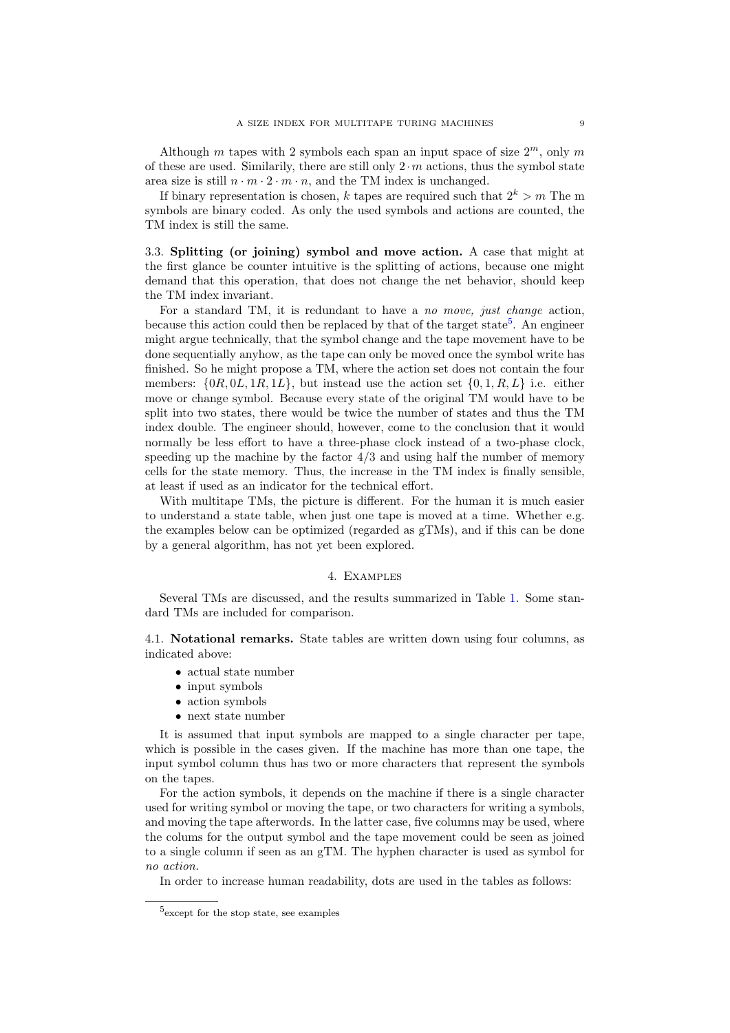Although $m$ tapes with 2 symbols each span an input space of size $2^m$, only $m$ of these are used. Similarily, there are still only $2 \cdot m$ actions, thus the symbol state area size is still $n \cdot m \cdot 2 \cdot m \cdot n$, and the TM index is unchanged.

If binary representation is chosen, $k$ tapes are required such that $2^k > m$ The m symbols are binary coded. As only the used symbols and actions are counted, the TM index is still the same.

### 3.3. Splitting (or joining) symbol and move action.

A case that might at the first glance be counter intuitive is the splitting of actions, because one might demand that this operation, that does not change the net behavior, should keep the TM index invariant.

For a standard TM, it is redundant to have a *no move, just change* action, because this action could then be replaced by that of the target state[5]. An engineer might argue technically, that the symbol change and the tape movement have to be done sequentially anyhow, as the tape can only be moved once the symbol write has finished. So he might propose a TM, where the action set does not contain the four members: $\{0R, 0L, 1R, 1L\}$, but instead use the action set $\{0, 1, R, L\}$ i.e. either move or change symbol. Because every state of the original TM would have to be split into two states, there would be twice the number of states and thus the TM index double. The engineer should, however, come to the conclusion that it would normally be less effort to have a three-phase clock instead of a two-phase clock, speeding up the machine by the factor $4/3$ and using half the number of memory cells for the state memory. Thus, the increase in the TM index is finally sensible, at least if used as an indicator for the technical effort.

With multitape TMs, the picture is different. For the human it is much easier to understand a state table, when just one tape is moved at a time. Whether e.g. the examples below can be optimized (regarded as gTMs), and if this can be done by a general algorithm, has not yet been explored.

## 4. Examples

Several TMs are discussed, and the results summarized in Table 1. Some standard TMs are included for comparison.

### 4.1. Notational remarks.

State tables are written down using four columns, as indicated above:

- actual state number
- input symbols
- action symbols
- next state number

It is assumed that input symbols are mapped to a single character per tape, which is possible in the cases given. If the machine has more than one tape, the input symbol column thus has two or more characters that represent the symbols on the tapes.

For the action symbols, it depends on the machine if there is a single character used for writing symbol or moving the tape, or two characters for writing a symbols, and moving the tape afterwords. In the latter case, five columns may be used, where the colums for the output symbol and the tape movement could be seen as joined to a single column if seen as an gTM. The hyphen character is used as symbol for *no action.*

In order to increase human readability, dots are used in the tables as follows:

[5] except for the stop state, see examples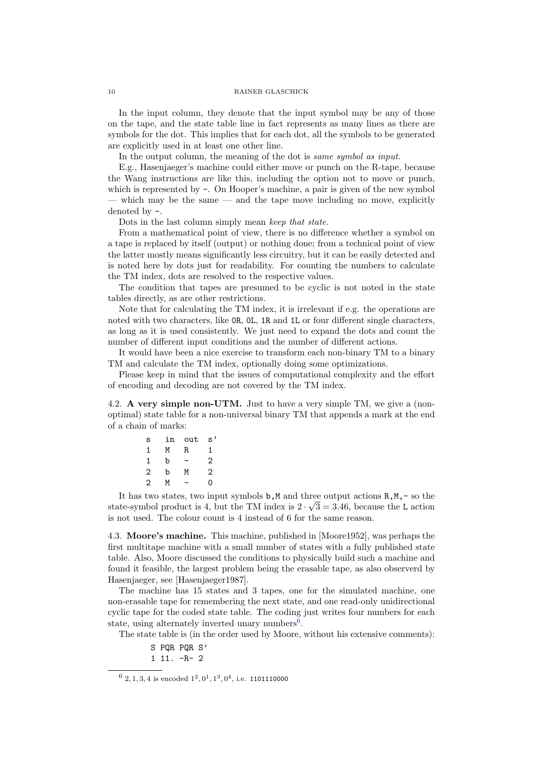In the input column, they denote that the input symbol may be any of those on the tape, and the state table line in fact represents as many lines as there are symbols for the dot. This implies that for each dot, all the symbols to be generated are explicitly used in at least one other line.

In the output column, the meaning of the dot is *same symbol as input*.

E.g., Hasenjaeger's machine could either move or punch on the R-tape, because the Wang instructions are like this, including the option not to move or punch, which is represented by `-`. On Hooper's machine, a pair is given of the new symbol — which may be the same — and the tape move including no move, explicitly denoted by `-`.

Dots in the last column simply mean *keep that state.*

From a mathematical point of view, there is no difference whether a symbol on a tape is replaced by itself (output) or nothing done; from a technical point of view the latter mostly means significantly less circuitry, but it can be easily detected and is noted here by dots just for readability. For counting the numbers to calculate the TM index, dots are resolved to the respective values.

The condition that tapes are presumed to be cyclic is not noted in the state tables directly, as are other restrictions.

Note that for calculating the TM index, it is irrelevant if e.g. the operations are noted with two characters, like `0R`, `0L`, `1R` and `1L` or four different single characters, as long as it is used consistently. We just need to expand the dots and count the number of different input conditions and the number of different actions.

It would have been a nice exercise to transform each non-binary TM to a binary TM and calculate the TM index, optionally doing some optimizations.

Please keep in mind that the issues of computational complexity and the effort of encoding and decoding are not covered by the TM index.

## 4.2. A very simple non-UTM.

Just to have a very simple TM, we give a (non-optimal) state table for a non-universal binary TM that appends a mark at the end of a chain of marks:

```
s   in  out  s'
1   M   R    1
1   b   -    2
2   b   M    2
2   M   -    0
```

It has two states, two input symbols `b,M` and three output actions `R,M,-` so the state-symbol product is 4, but the TM index is $2 \cdot \sqrt{3} = 3.46$, because the `L` action is not used. The colour count is 4 instead of 6 for the same reason.

## 4.3. Moore's machine.

This machine, published in [Moore1952], was perhaps the first multitape machine with a small number of states with a fully published state table. Also, Moore discussed the conditions to physically build such a machine and found it feasible, the largest problem being the erasable tape, as also observerd by Hasenjaeger, see [Hasenjaeger1987].

The machine has 15 states and 3 tapes, one for the simulated machine, one non-erasable tape for remembering the next state, and one read-only unidirectional cyclic tape for the coded state table. The coding just writes four numbers for each state, using alternately inverted unary numbers[6].

The state table is (in the order used by Moore, without his extensive comments):

```
S PQR PQR S'
1 11. -R- 2
```

[6] $2, 1, 3, 4$ is encoded $1^2, 0^1, 1^3, 0^4$, i.e. `1101110000`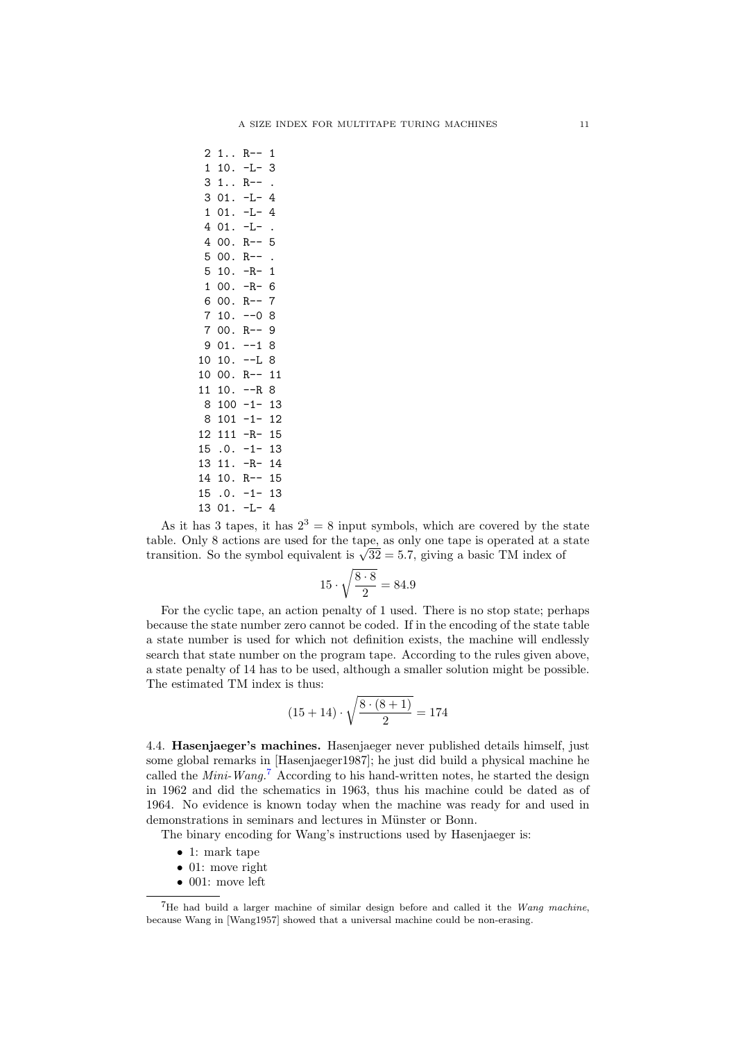```
 2 1.. R-- 1
 1 10. -L- 3
 3 1.. R-- .
 3 01. -L- 4
 1 01. -L- 4
 4 01. -L- .
 4 00. R-- 5
 5 00. R-- .
 5 10. -R- 1
 1 00. -R- 6
 6 00. R-- 7
 7 10. --0 8
 7 00. R-- 9
 9 01. --1 8
10 10. --L 8
10 00. R-- 11
11 10. --R 8
 8 100 -1- 13
 8 101 -1- 12
12 111 -R- 15
15 .0. -1- 13
13 11. -R- 14
14 10. R-- 15
15 .0. -1- 13
13 01. -L- 4
```

As it has 3 tapes, it has $2^3 = 8$ input symbols, which are covered by the state table. Only 8 actions are used for the tape, as only one tape is operated at a state transition. So the symbol equivalent is $\sqrt{32} = 5.7$, giving a basic TM index of

$$15 \cdot \sqrt{\frac{8 \cdot 8}{2}} = 84.9$$

For the cyclic tape, an action penalty of 1 used. There is no stop state; perhaps because the state number zero cannot be coded. If in the encoding of the state table a state number is used for which not definition exists, the machine will endlessly search that state number on the program tape. According to the rules given above, a state penalty of 14 has to be used, although a smaller solution might be possible. The estimated TM index is thus:

$$(15 + 14) \cdot \sqrt{\frac{8 \cdot (8 + 1)}{2}} = 174$$

4.4. **Hasenjaeger's machines.** Hasenjaeger never published details himself, just some global remarks in [Hasenjaeger1987]; he just did build a physical machine he called the *Mini-Wang*.[7] According to his hand-written notes, he started the design in 1962 and did the schematics in 1963, thus his machine could be dated as of 1964. No evidence is known today when the machine was ready for and used in demonstrations in seminars and lectures in Münster or Bonn.

The binary encoding for Wang's instructions used by Hasenjaeger is:

- 1: mark tape
- 01: move right
- 001: move left

[7] He had build a larger machine of similar design before and called it the *Wang machine*, because Wang in [Wang1957] showed that a universal machine could be non-erasing.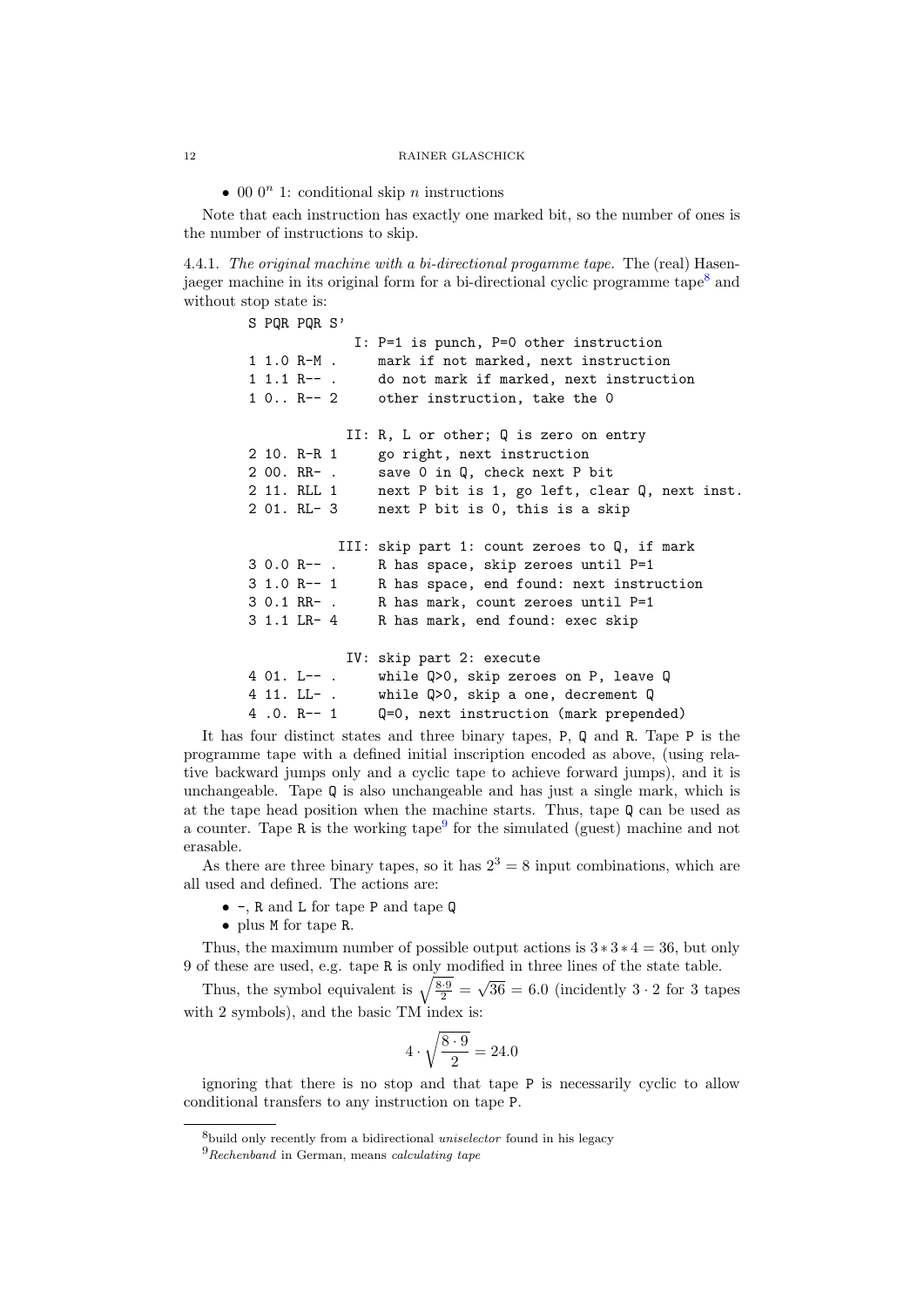- 00 $0^n$ 1: conditional skip $n$ instructions

Note that each instruction has exactly one marked bit, so the number of ones is the number of instructions to skip.

4.4.1. *The original machine with a bi-directional progamme tape.* The (real) Hasenjaeger machine in its original form for a bi-directional cyclic programme tape[8] and without stop state is:

```
S PQR PQR S'
             I: P=1 is punch, P=0 other instruction
1 1.0 R-M .     mark if not marked, next instruction
1 1.1 R-- .     do not mark if marked, next instruction
1 0.. R-- 2     other instruction, take the 0

            II: R, L or other; Q is zero on entry
2 10. R-R 1     go right, next instruction
2 00. RR- .     save 0 in Q, check next P bit
2 11. RLL 1     next P bit is 1, go left, clear Q, next inst.
2 01. RL- 3     next P bit is 0, this is a skip

           III: skip part 1: count zeroes to Q, if mark
3 0.0 R-- .     R has space, skip zeroes until P=1
3 1.0 R-- 1     R has space, end found: next instruction
3 0.1 RR- .     R has mark, count zeroes until P=1
3 1.1 LR- 4     R has mark, end found: exec skip

            IV: skip part 2: execute
4 01. L-- .     while Q>0, skip zeroes on P, leave Q
4 11. LL- .     while Q>0, skip a one, decrement Q
4 .0. R-- 1     Q=0, next instruction (mark prepended)
```

It has four distinct states and three binary tapes, P, Q and R. Tape P is the programme tape with a defined initial inscription encoded as above, (using relative backward jumps only and a cyclic tape to achieve forward jumps), and it is unchangeable. Tape Q is also unchangeable and has just a single mark, which is at the tape head position when the machine starts. Thus, tape Q can be used as a counter. Tape R is the working tape[9] for the simulated (guest) machine and not erasable.

As there are three binary tapes, so it has $2^3 = 8$ input combinations, which are all used and defined. The actions are:

- -, R and L for tape P and tape Q
- plus M for tape R.

Thus, the maximum number of possible output actions is $3 * 3 * 4 = 36$, but only 9 of these are used, e.g. tape R is only modified in three lines of the state table.

Thus, the symbol equivalent is $\sqrt{\frac{8 \cdot 9}{2}} = \sqrt{36} = 6.0$ (incidently $3 \cdot 2$ for 3 tapes with 2 symbols), and the basic TM index is:

$$4 \cdot \sqrt{\frac{8 \cdot 9}{2}} = 24.0$$

ignoring that there is no stop and that tape P is necessarily cyclic to allow conditional transfers to any instruction on tape P.

[8] build only recently from a bidirectional *uniselector* found in his legacy

[9] *Rechenband* in German, means *calculating tape*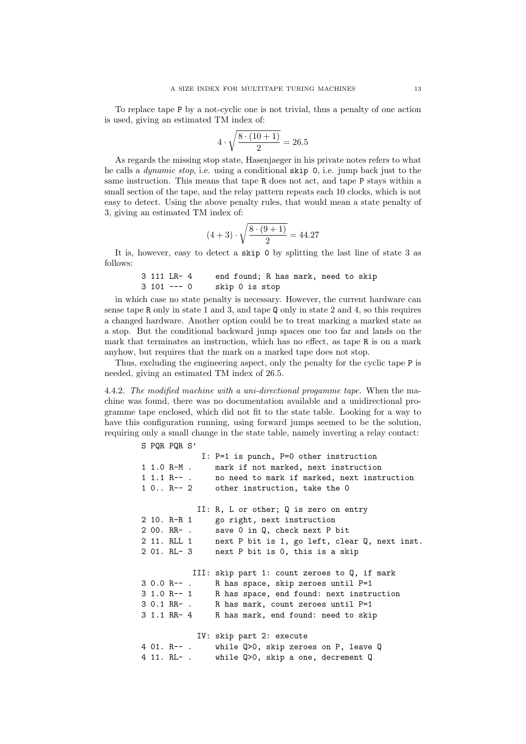To replace tape P by a not-cyclic one is not trivial, thus a penalty of one action is used, giving an estimated TM index of:

$$4 \cdot \sqrt{\frac{8 \cdot (10+1)}{2}} = 26.5$$

As regards the missing stop state, Hasenjaeger in his private notes refers to what he calls a *dynamic stop*, i.e. using a conditional `skip 0`, i.e. jump back just to the same instruction. This means that tape R does not act, and tape P stays within a small section of the tape, and the relay pattern repeats each 10 clocks, which is not easy to detect. Using the above penalty rules, that would mean a state penalty of 3, giving an estimated TM index of:

$$(4+3) \cdot \sqrt{\frac{8 \cdot (9+1)}{2}} = 44.27$$

It is, however, easy to detect a `skip 0` by splitting the last line of state 3 as follows:

```
3 111 LR- 4     end found; R has mark, need to skip
3 101 --- 0     skip 0 is stop
```

in which case no state penalty is necessary. However, the current hardware can sense tape R only in state 1 and 3, and tape Q only in state 2 and 4, so this requires a changed hardware. Another option could be to treat marking a marked state as a stop. But the conditional backward jump spaces one too far and lands on the mark that terminates an instruction, which has no effect, as tape R is on a mark anyhow, but requires that the mark on a marked tape does not stop.

Thus, excluding the engineering aspect, only the penalty for the cyclic tape P is needed, giving an estimated TM index of 26.5.

4.4.2. *The modified machine with a uni-directional progamme tape.* When the machine was found, there was no documentation available and a unidirectional programme tape enclosed, which did not fit to the state table. Looking for a way to have this configuration running, using forward jumps seemed to be the solution, requiring only a small change in the state table, namely inverting a relay contact:

```
S PQR PQR S'
             I: P=1 is punch, P=0 other instruction
1 1.0 R-M .     mark if not marked, next instruction
1 1.1 R-- .     no need to mark if marked, next instruction
1 0.. R-- 2     other instruction, take the 0

            II: R, L or other; Q is zero on entry
2 10. R-R 1     go right, next instruction
2 00. RR- .     save 0 in Q, check next P bit
2 11. RLL 1     next P bit is 1, go left, clear Q, next inst.
2 01. RL- 3     next P bit is 0, this is a skip

           III: skip part 1: count zeroes to Q, if mark
3 0.0 R-- .     R has space, skip zeroes until P=1
3 1.0 R-- 1     R has space, end found: next instruction
3 0.1 RR- .     R has mark, count zeroes until P=1
3 1.1 RR- 4     R has mark, end found: need to skip

            IV: skip part 2: execute
4 01. R-- .     while Q>0, skip zeroes on P, leave Q
4 11. RL- .     while Q>0, skip a one, decrement Q
```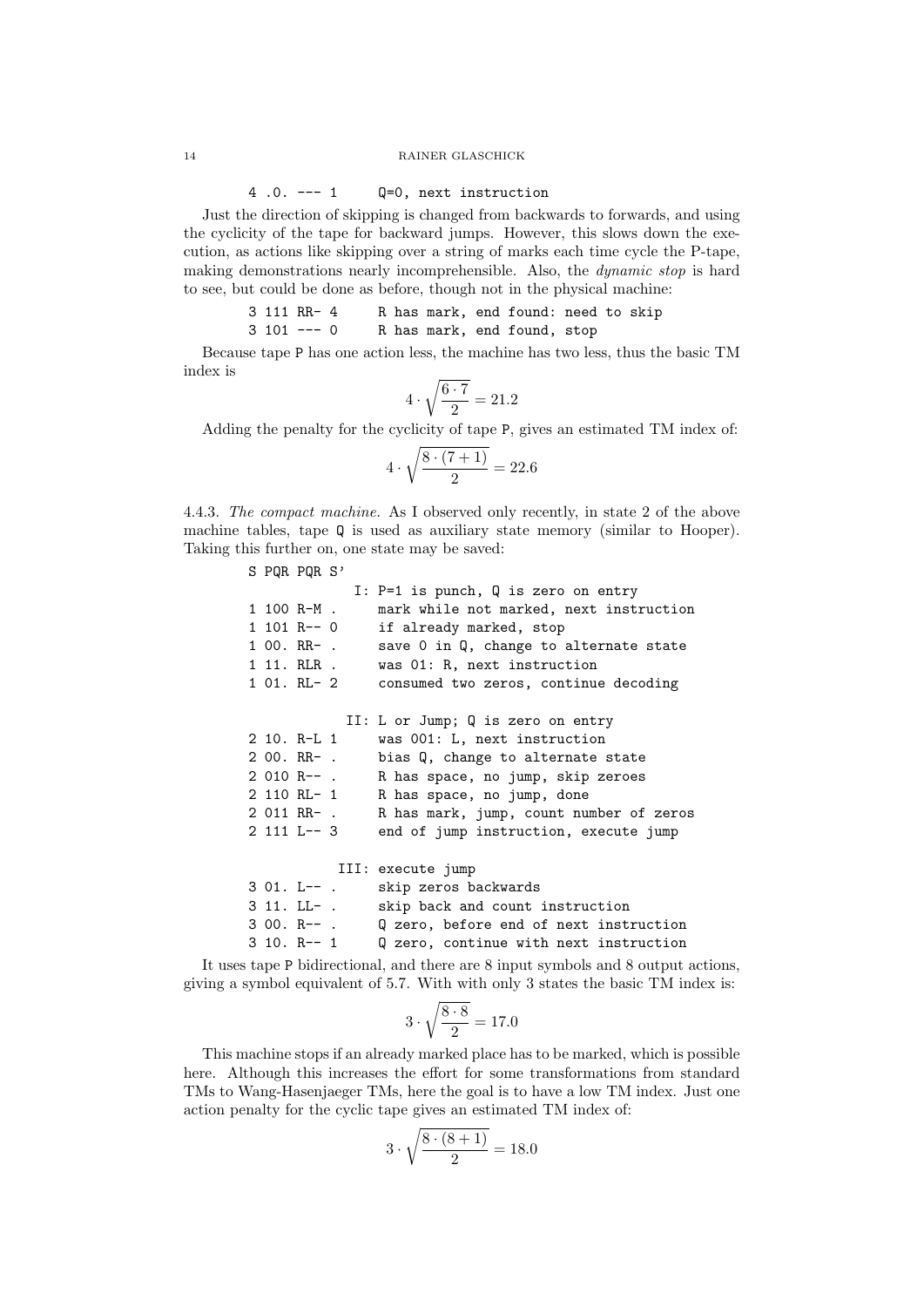```
4 .0. --- 1     Q=0, next instruction
```

Just the direction of skipping is changed from backwards to forwards, and using the cyclicity of the tape for backward jumps. However, this slows down the execution, as actions like skipping over a string of marks each time cycle the P-tape, making demonstrations nearly incomprehensible. Also, the *dynamic stop* is hard to see, but could be done as before, though not in the physical machine:

```
3 111 RR- 4     R has mark, end found: need to skip
3 101 --- 0     R has mark, end found, stop
```

Because tape P has one action less, the machine has two less, thus the basic TM index is

$$4 \cdot \sqrt{\frac{6 \cdot 7}{2}} = 21.2$$

Adding the penalty for the cyclicity of tape P, gives an estimated TM index of:

$$4 \cdot \sqrt{\frac{8 \cdot (7+1)}{2}} = 22.6$$

4.4.3. *The compact machine.* As I observed only recently, in state 2 of the above machine tables, tape Q is used as auxiliary state memory (similar to Hooper). Taking this further on, one state may be saved:

```
S PQR PQR S'
              I: P=1 is punch, Q is zero on entry
1 100 R-M .     mark while not marked, next instruction
1 101 R-- 0     if already marked, stop
1 00. RR- .     save 0 in Q, change to alternate state
1 11. RLR .     was 01: R, next instruction
1 01. RL- 2     consumed two zeros, continue decoding

             II: L or Jump; Q is zero on entry
2 10. R-L 1     was 001: L, next instruction
2 00. RR- .     bias Q, change to alternate state
2 010 R-- .     R has space, no jump, skip zeroes
2 110 RL- 1     R has space, no jump, done
2 011 RR- .     R has mark, jump, count number of zeros
2 111 L-- 3     end of jump instruction, execute jump

            III: execute jump
3 01. L-- .     skip zeros backwards
3 11. LL- .     skip back and count instruction
3 00. R-- .     Q zero, before end of next instruction
3 10. R-- 1     Q zero, continue with next instruction
```

It uses tape P bidirectional, and there are 8 input symbols and 8 output actions, giving a symbol equivalent of 5.7. With with only 3 states the basic TM index is:

$$3 \cdot \sqrt{\frac{8 \cdot 8}{2}} = 17.0$$

This machine stops if an already marked place has to be marked, which is possible here. Although this increases the effort for some transformations from standard TMs to Wang-Hasenjaeger TMs, here the goal is to have a low TM index. Just one action penalty for the cyclic tape gives an estimated TM index of:

$$3 \cdot \sqrt{\frac{8 \cdot (8+1)}{2}} = 18.0$$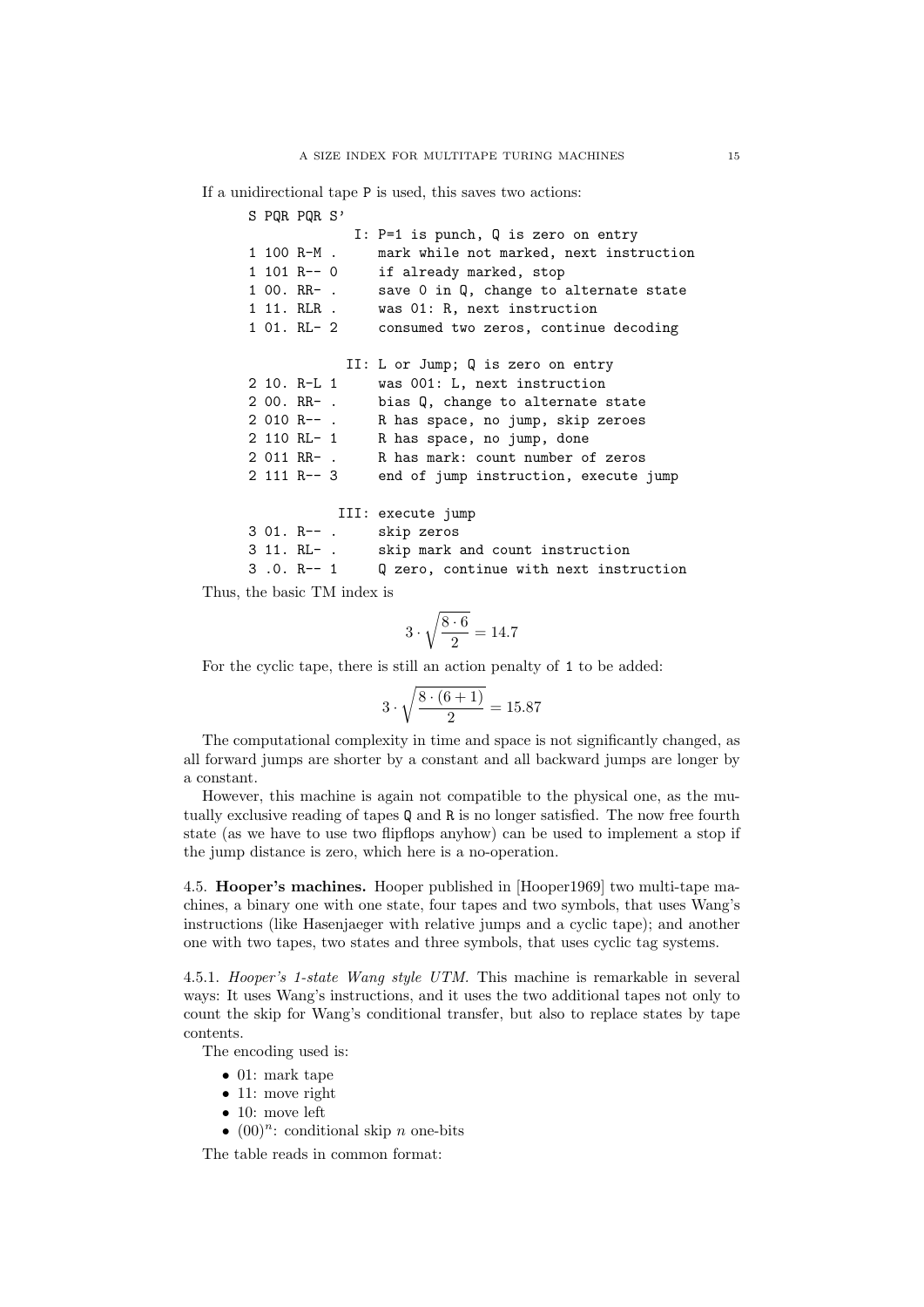If a unidirectional tape P is used, this saves two actions:

```
S PQR PQR S'
             I: P=1 is punch, Q is zero on entry
1 100 R-M .     mark while not marked, next instruction
1 101 R-- 0     if already marked, stop
1 00. RR- .     save 0 in Q, change to alternate state
1 11. RLR .     was 01: R, next instruction
1 01. RL- 2     consumed two zeros, continue decoding

            II: L or Jump; Q is zero on entry
2 10. R-L 1     was 001: L, next instruction
2 00. RR- .     bias Q, change to alternate state
2 010 R-- .     R has space, no jump, skip zeroes
2 110 RL- 1     R has space, no jump, done
2 011 RR- .     R has mark: count number of zeros
2 111 R-- 3     end of jump instruction, execute jump

           III: execute jump
3 01. R-- .     skip zeros
3 11. RL- .     skip mark and count instruction
3 .0. R-- 1     Q zero, continue with next instruction
```

Thus, the basic TM index is

$$3 \cdot \sqrt{\frac{8 \cdot 6}{2}} = 14.7$$

For the cyclic tape, there is still an action penalty of 1 to be added:

$$3 \cdot \sqrt{\frac{8 \cdot (6+1)}{2}} = 15.87$$

The computational complexity in time and space is not significantly changed, as all forward jumps are shorter by a constant and all backward jumps are longer by a constant.

However, this machine is again not compatible to the physical one, as the mutually exclusive reading of tapes Q and R is no longer satisfied. The now free fourth state (as we have to use two flipflops anyhow) can be used to implement a stop if the jump distance is zero, which here is a no-operation.

4.5. **Hooper's machines.** Hooper published in [Hooper1969] two multi-tape machines, a binary one with one state, four tapes and two symbols, that uses Wang's instructions (like Hasenjaeger with relative jumps and a cyclic tape); and another one with two tapes, two states and three symbols, that uses cyclic tag systems.

4.5.1. *Hooper's 1-state Wang style UTM.* This machine is remarkable in several ways: It uses Wang's instructions, and it uses the two additional tapes not only to count the skip for Wang's conditional transfer, but also to replace states by tape contents.

The encoding used is:

- 01: mark tape
- 11: move right
- 10: move left
- $(00)^n$: conditional skip $n$ one-bits

The table reads in common format: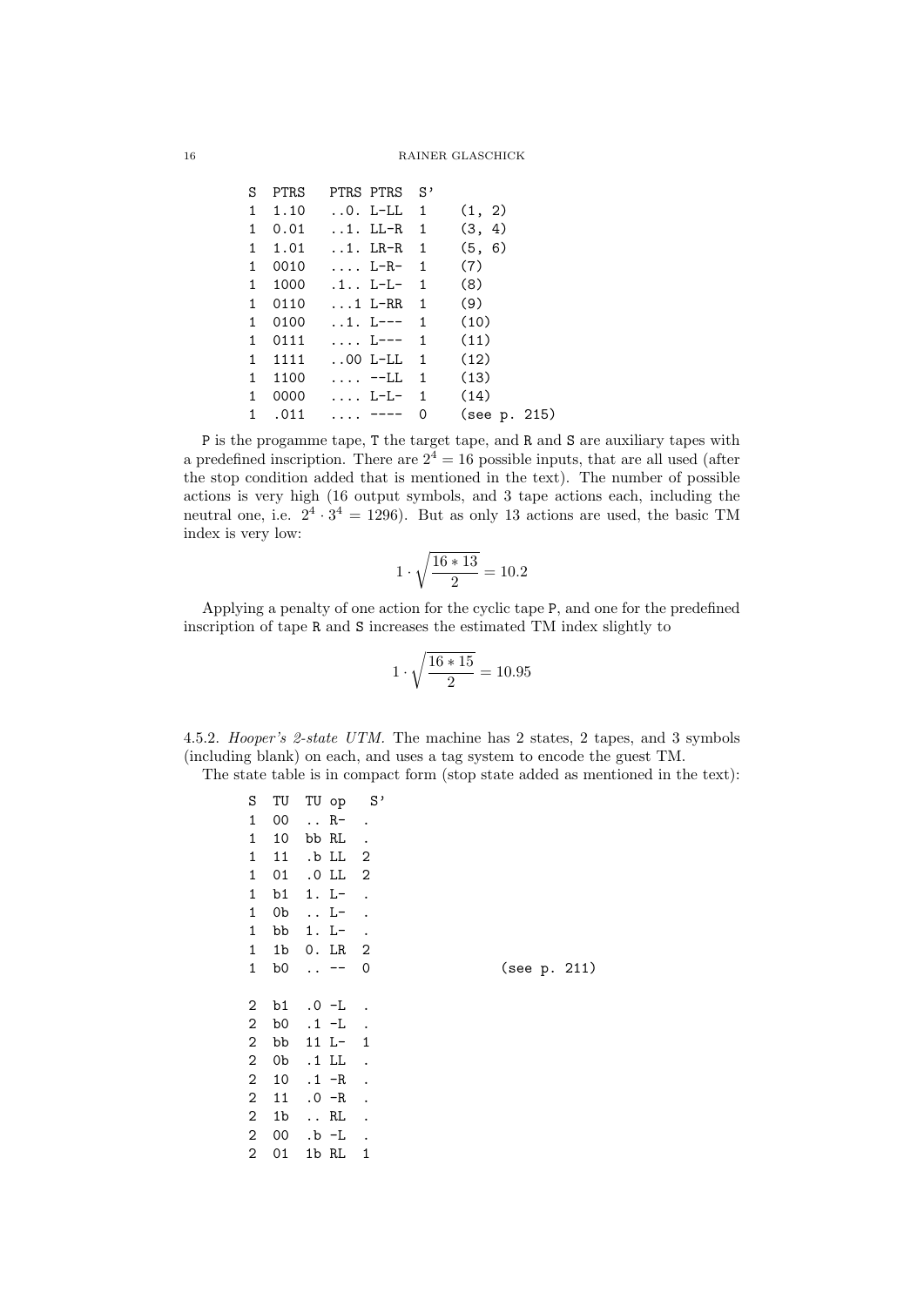```
S  PTRS   PTRS PTRS  S'
1  1.10   ..0. L-LL  1    (1, 2)
1  0.01   ..1. LL-R  1    (3, 4)
1  1.01   ..1. LR-R  1    (5, 6)
1  0010   .... L-R-  1    (7)
1  1000   .1.. L-L-  1    (8)
1  0110   ...1 L-RR  1    (9)
1  0100   ..1. L---  1    (10)
1  0111   .... L---  1    (11)
1  1111   ..00 L-LL  1    (12)
1  1100   .... --LL  1    (13)
1  0000   .... L-L-  1    (14)
1  .011   .... ----  0    (see p. 215)
```

P is the progamme tape, T the target tape, and R and S are auxiliary tapes with a predefined inscription. There are $2^4 = 16$ possible inputs, that are all used (after the stop condition added that is mentioned in the text). The number of possible actions is very high (16 output symbols, and 3 tape actions each, including the neutral one, i.e. $2^4 \cdot 3^4 = 1296$). But as only 13 actions are used, the basic TM index is very low:

$$1 \cdot \sqrt{\frac{16 * 13}{2}} = 10.2$$

Applying a penalty of one action for the cyclic tape P, and one for the predefined inscription of tape R and S increases the estimated TM index slightly to

$$1 \cdot \sqrt{\frac{16 * 15}{2}} = 10.95$$

4.5.2. *Hooper's 2-state UTM.* The machine has 2 states, 2 tapes, and 3 symbols (including blank) on each, and uses a tag system to encode the guest TM.

The state table is in compact form (stop state added as mentioned in the text):

```
S  TU  TU op   S'
1  00  .. R-   .
1  10  bb RL   .
1  11  .b LL   2
1  01  .0 LL   2
1  b1  1. L-   .
1  0b  .. L-   .
1  bb  1. L-   .
1  1b  0. LR   2
1  b0  .. --   0                (see p. 211)

2  b1  .0 -L   .
2  b0  .1 -L   .
2  bb  11 L-   1
2  0b  .1 LL   .
2  10  .1 -R   .
2  11  .0 -R   .
2  1b  .. RL   .
2  00  .b -L   .
2  01  1b RL   1
```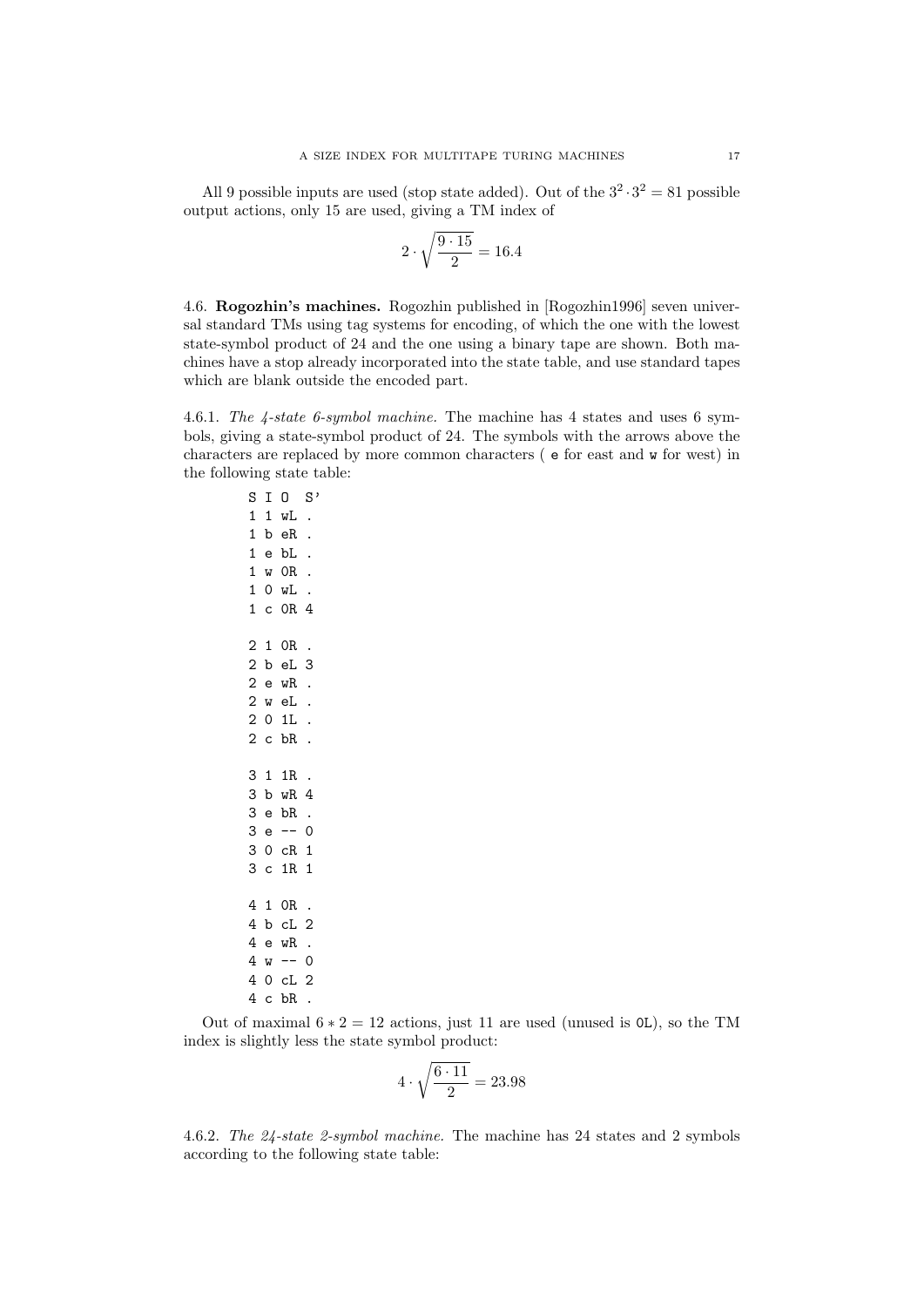All 9 possible inputs are used (stop state added). Out of the $3^2 \cdot 3^2 = 81$ possible output actions, only 15 are used, giving a TM index of

$$2 \cdot \sqrt{\frac{9 \cdot 15}{2}} = 16.4$$

4.6. **Rogozhin's machines.** Rogozhin published in [Rogozhin1996] seven universal standard TMs using tag systems for encoding, of which the one with the lowest state-symbol product of 24 and the one using a binary tape are shown. Both machines have a stop already incorporated into the state table, and use standard tapes which are blank outside the encoded part.

4.6.1. *The 4-state 6-symbol machine.* The machine has 4 states and uses 6 symbols, giving a state-symbol product of 24. The symbols with the arrows above the characters are replaced by more common characters ( e for east and w for west) in the following state table:

```
S I O  S'
1 1 wL .
1 b eR .
1 e bL .
1 w 0R .
1 0 wL .
1 c 0R 4

2 1 0R .
2 b eL 3
2 e wR .
2 w eL .
2 0 1L .
2 c bR .

3 1 1R .
3 b wR 4
3 e bR .
3 e -- 0
3 0 cR 1
3 c 1R 1

4 1 0R .
4 b cL 2
4 e wR .
4 w -- 0
4 0 cL 2
4 c bR .
```

Out of maximal $6 * 2 = 12$ actions, just 11 are used (unused is 0L), so the TM index is slightly less the state symbol product:

$$4 \cdot \sqrt{\frac{6 \cdot 11}{2}} = 23.98$$

4.6.2. *The 24-state 2-symbol machine.* The machine has 24 states and 2 symbols according to the following state table: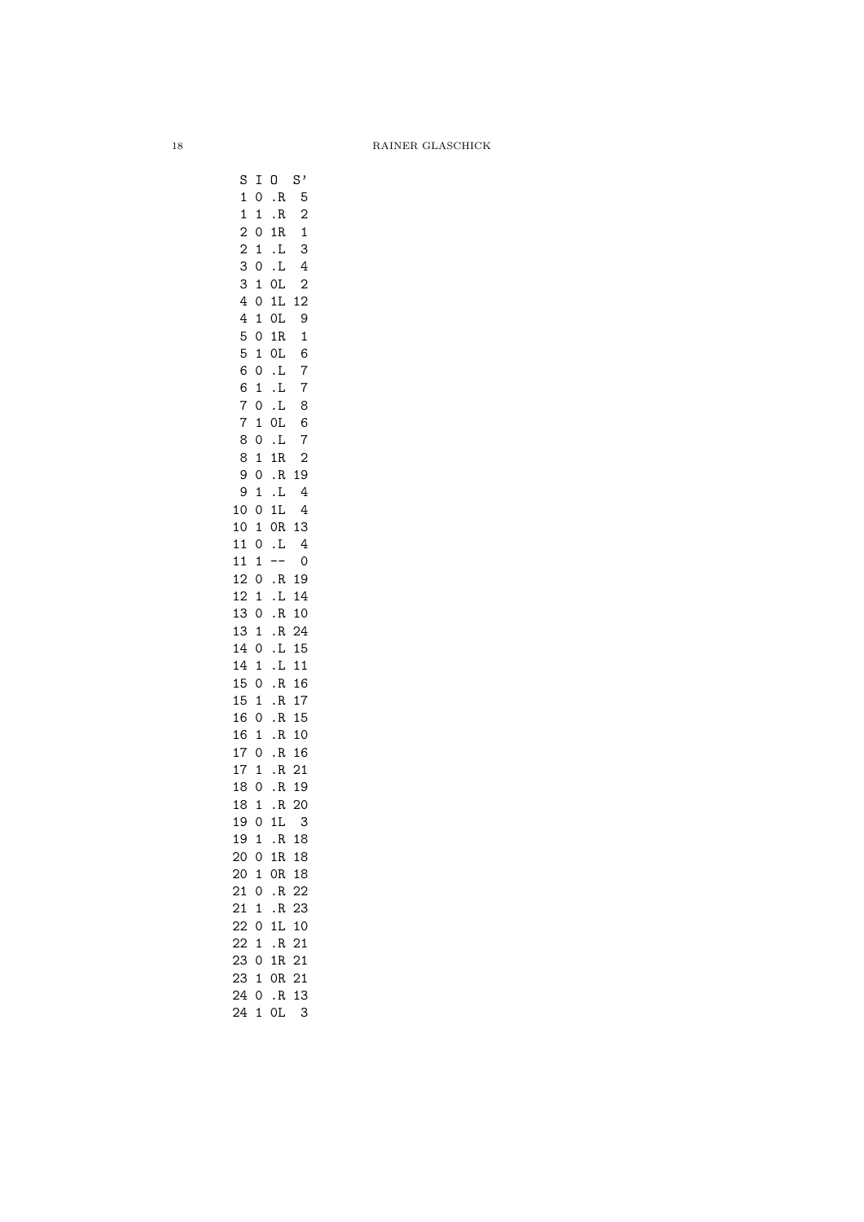| S | I | O | S' |
|---|---|---|---|
| 1 | 0 | .R | 5 |
| 1 | 1 | .R | 2 |
| 2 | 0 | 1R | 1 |
| 2 | 1 | .L | 3 |
| 3 | 0 | .L | 4 |
| 3 | 1 | 0L | 2 |
| 4 | 0 | 1L | 12 |
| 4 | 1 | 0L | 9 |
| 5 | 0 | 1R | 1 |
| 5 | 1 | 0L | 6 |
| 6 | 0 | .L | 7 |
| 6 | 1 | .L | 7 |
| 7 | 0 | .L | 8 |
| 7 | 1 | 0L | 6 |
| 8 | 0 | .L | 7 |
| 8 | 1 | 1R | 2 |
| 9 | 0 | .R | 19 |
| 9 | 1 | .L | 4 |
| 10 | 0 | 1L | 4 |
| 10 | 1 | 0R | 13 |
| 11 | 0 | .L | 4 |
| 11 | 1 | -- | 0 |
| 12 | 0 | .R | 19 |
| 12 | 1 | .L | 14 |
| 13 | 0 | .R | 10 |
| 13 | 1 | .R | 24 |
| 14 | 0 | .L | 15 |
| 14 | 1 | .L | 11 |
| 15 | 0 | .R | 16 |
| 15 | 1 | .R | 17 |
| 16 | 0 | .R | 15 |
| 16 | 1 | .R | 10 |
| 17 | 0 | .R | 16 |
| 17 | 1 | .R | 21 |
| 18 | 0 | .R | 19 |
| 18 | 1 | .R | 20 |
| 19 | 0 | 1L | 3 |
| 19 | 1 | .R | 18 |
| 20 | 0 | 1R | 18 |
| 20 | 1 | 0R | 18 |
| 21 | 0 | .R | 22 |
| 21 | 1 | .R | 23 |
| 22 | 0 | 1L | 10 |
| 22 | 1 | .R | 21 |
| 23 | 0 | 1R | 21 |
| 23 | 1 | 0R | 21 |
| 24 | 0 | .R | 13 |
| 24 | 1 | 0L | 3 |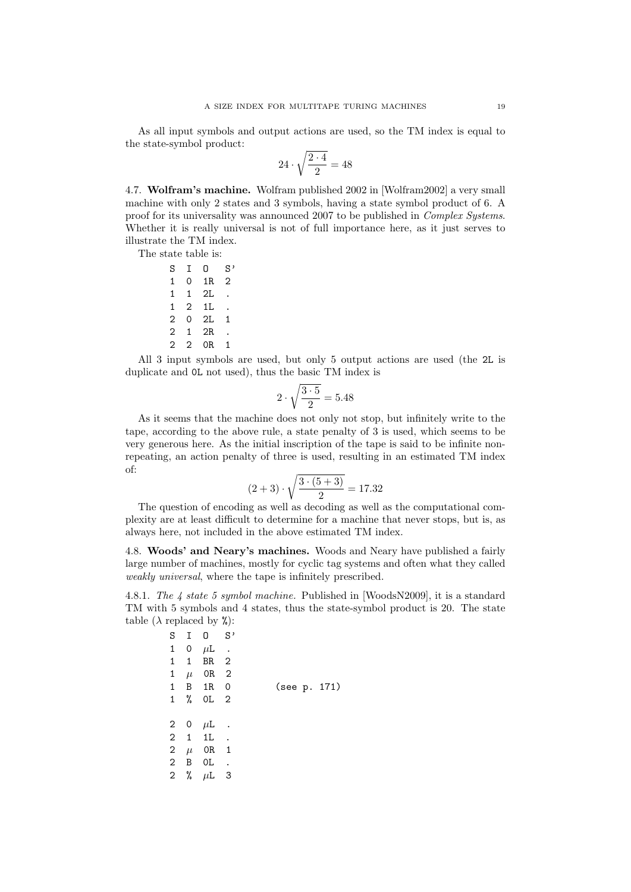As all input symbols and output actions are used, so the TM index is equal to the state-symbol product:

$$24 \cdot \sqrt{\frac{2 \cdot 4}{2}} = 48$$

4.7. **Wolfram's machine.** Wolfram published 2002 in [Wolfram2002] a very small machine with only 2 states and 3 symbols, having a state symbol product of 6. A proof for its universality was announced 2007 to be published in *Complex Systems*. Whether it is really universal is not of full importance here, as it just serves to illustrate the TM index.

The state table is:

```
S  I  O   S'
1  0  1R  2
1  1  2L  .
1  2  1L  .
2  0  2L  1
2  1  2R  .
2  2  0R  1
```

All 3 input symbols are used, but only 5 output actions are used (the 2L is duplicate and 0L not used), thus the basic TM index is

$$2 \cdot \sqrt{\frac{3 \cdot 5}{2}} = 5.48$$

As it seems that the machine does not only not stop, but infinitely write to the tape, according to the above rule, a state penalty of 3 is used, which seems to be very generous here. As the initial inscription of the tape is said to be infinite non-repeating, an action penalty of three is used, resulting in an estimated TM index of:

$$(2+3) \cdot \sqrt{\frac{3 \cdot (5+3)}{2}} = 17.32$$

The question of encoding as well as decoding as well as the computational complexity are at least difficult to determine for a machine that never stops, but is, as always here, not included in the above estimated TM index.

4.8. **Woods' and Neary's machines.** Woods and Neary have published a fairly large number of machines, mostly for cyclic tag systems and often what they called *weakly universal*, where the tape is infinitely prescribed.

4.8.1. *The 4 state 5 symbol machine.* Published in [WoodsN2009], it is a standard TM with 5 symbols and 4 states, thus the state-symbol product is 20. The state table ($\lambda$ replaced by %):

```
S  I  O   S'
1  0  μL  .
1  1  BR  2
1  μ  0R  2
1  B  1R  0        (see p. 171)
1  %  0L  2

2  0  μL  .
2  1  1L  .
2  μ  0R  1
2  B  0L  .
2  %  μL  3
```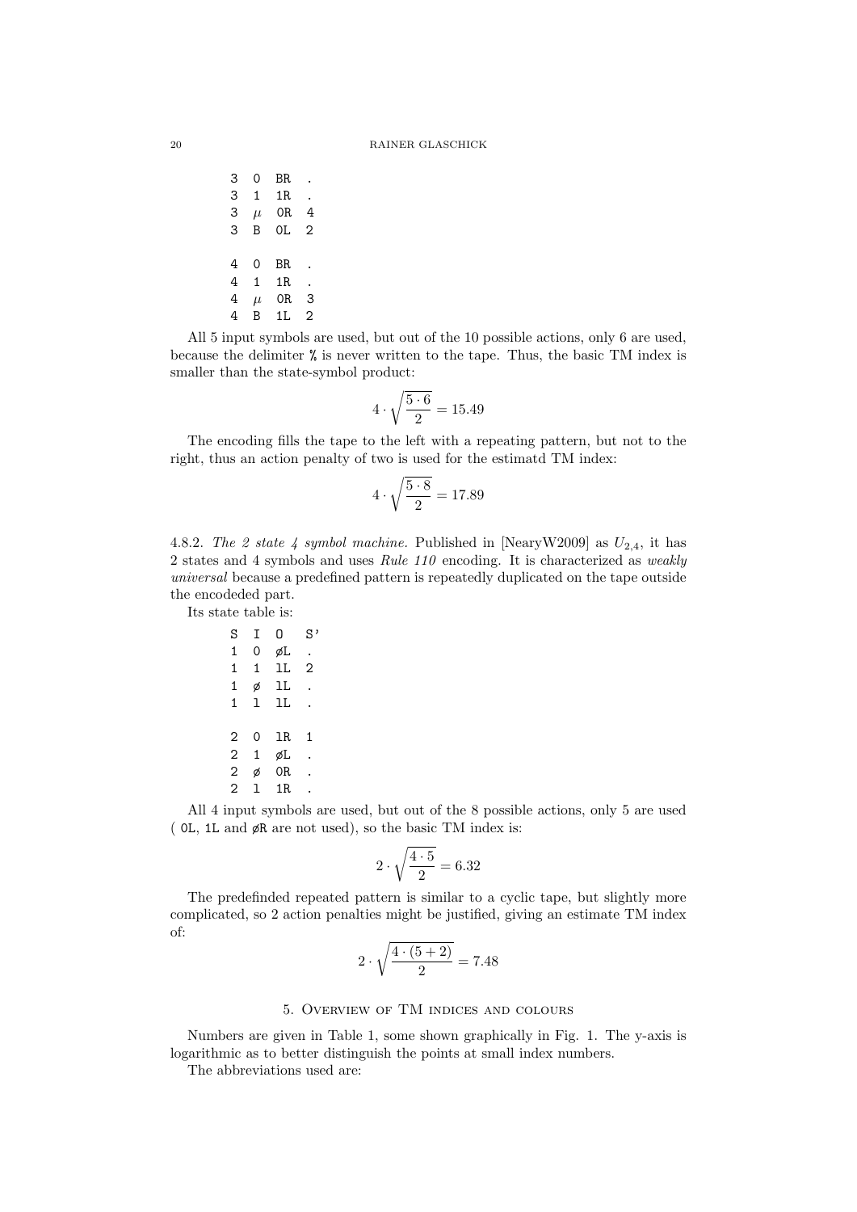```
3  0  BR  .
3  1  1R  .
3  μ  0R  4
3  B  0L  2

4  0  BR  .
4  1  1R  .
4  μ  0R  3
4  B  1L  2
```

All 5 input symbols are used, but out of the 10 possible actions, only 6 are used, because the delimiter % is never written to the tape. Thus, the basic TM index is smaller than the state-symbol product:

$$4 \cdot \sqrt{\frac{5 \cdot 6}{2}} = 15.49$$

The encoding fills the tape to the left with a repeating pattern, but not to the right, thus an action penalty of two is used for the estimatd TM index:

$$4 \cdot \sqrt{\frac{5 \cdot 8}{2}} = 17.89$$

4.8.2. *The 2 state 4 symbol machine.* Published in [NearyW2009] as $U_{2,4}$, it has 2 states and 4 symbols and uses *Rule 110* encoding. It is characterized as *weakly universal* because a predefined pattern is repeatedly duplicated on the tape outside the encodeded part.

Its state table is:

```
S  I  O   S'
1  0  øL  .
1  1  1L  2
1  ø  1L  .
1  l  1L  .

2  0  lR  1
2  1  øL  .
2  ø  0R  .
2  l  1R  .
```

All 4 input symbols are used, but out of the 8 possible actions, only 5 are used ( 0L, 1L and øR are not used), so the basic TM index is:

$$2 \cdot \sqrt{\frac{4 \cdot 5}{2}} = 6.32$$

The predefinded repeated pattern is similar to a cyclic tape, but slightly more complicated, so 2 action penalties might be justified, giving an estimate TM index of:

$$2 \cdot \sqrt{\frac{4 \cdot (5 + 2)}{2}} = 7.48$$

## 5. Overview of TM indices and colours

Numbers are given in Table 1, some shown graphically in Fig. 1. The y-axis is logarithmic as to better distinguish the points at small index numbers.

The abbreviations used are: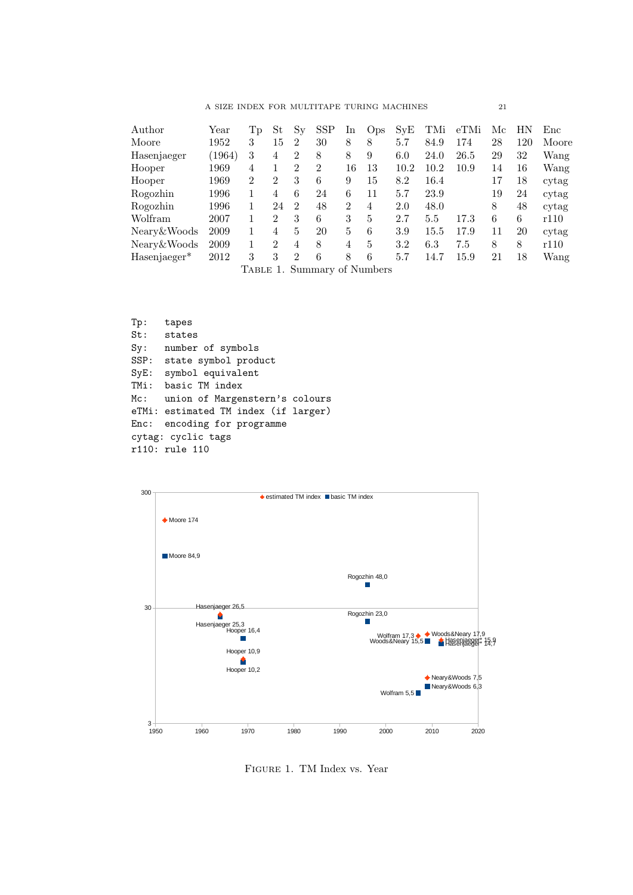| Author | Year | Tp | St | Sy | SSP | In | Ops | SyE | TMi | eTMi | Mc | HN | Enc |
|---|---|---|---|---|---|---|---|---|---|---|---|---|---|
| Moore | 1952 | 3 | 15 | 2 | 30 | 8 | 8 | 5.7 | 84.9 | 174 | 28 | 120 | Moore |
| Hasenjaeger | (1964) | 3 | 4 | 2 | 8 | 8 | 9 | 6.0 | 24.0 | 26.5 | 29 | 32 | Wang |
| Hooper | 1969 | 4 | 1 | 2 | 2 | 16 | 13 | 10.2 | 10.2 | 10.9 | 14 | 16 | Wang |
| Hooper | 1969 | 2 | 2 | 3 | 6 | 9 | 15 | 8.2 | 16.4 | | 17 | 18 | cytag |
| Rogozhin | 1996 | 1 | 4 | 6 | 24 | 6 | 11 | 5.7 | 23.9 | | 19 | 24 | cytag |
| Rogozhin | 1996 | 1 | 24 | 2 | 48 | 2 | 4 | 2.0 | 48.0 | | 8 | 48 | cytag |
| Wolfram | 2007 | 1 | 2 | 3 | 6 | 3 | 5 | 2.7 | 5.5 | 17.3 | 6 | 6 | r110 |
| Neary&Woods | 2009 | 1 | 4 | 5 | 20 | 5 | 6 | 3.9 | 15.5 | 17.9 | 11 | 20 | cytag |
| Neary&Woods | 2009 | 1 | 2 | 4 | 8 | 4 | 5 | 3.2 | 6.3 | 7.5 | 8 | 8 | r110 |
| Hasenjaeger* | 2012 | 3 | 3 | 2 | 6 | 8 | 6 | 5.7 | 14.7 | 15.9 | 21 | 18 | Wang |

Table 1. Summary of Numbers

```
Tp:   tapes
St:   states
Sy:   number of symbols
SSP:  state symbol product
SyE:  symbol equivalent
TMi:  basic TM index
Mc:   union of Margenstern's colours
eTMi: estimated TM index (if larger)
Enc:  encoding for programme
cytag: cyclic tags
r110: rule 110
```

Figure 1. TM Index vs. Year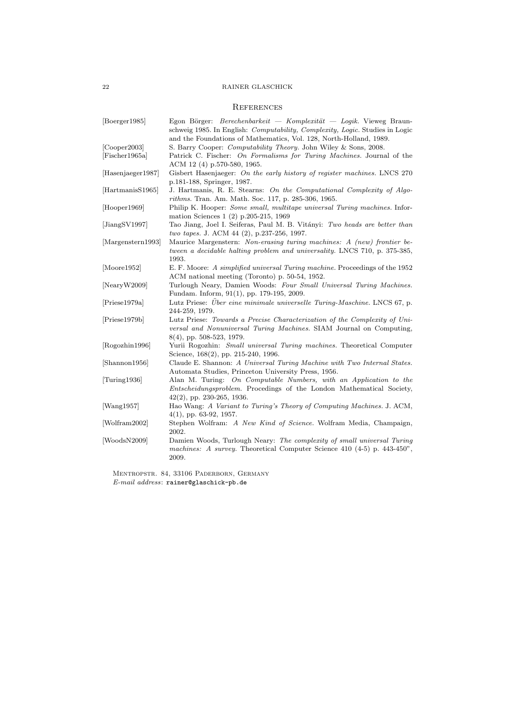## References

[Boerger1985] Egon Börger: *Berechenbarkeit — Komplexität — Logik.* Vieweg Braunschweig 1985. In English: *Computability, Complexity, Logic.* Studies in Logic and the Foundations of Mathematics, Vol. 128, North-Holland, 1989.

[Cooper2003] S. Barry Cooper: *Computability Theory.* John Wiley & Sons, 2008.

[Fischer1965a] Patrick C. Fischer: *On Formalisms for Turing Machines.* Journal of the ACM 12 (4) p.570-580, 1965.

[Hasenjaeger1987] Gisbert Hasenjaeger: *On the early history of register machines.* LNCS 270 p.181-188, Springer, 1987.

[HartmanisS1965] J. Hartmanis, R. E. Stearns: *On the Computational Complexity of Algorithms.* Tran. Am. Math. Soc. 117, p. 285-306, 1965.

[Hooper1969] Philip K. Hooper: *Some small, multitape universal Turing machines.* Information Sciences 1 (2) p.205-215, 1969

[JiangSV1997] Tao Jiang, Joel I. Seiferas, Paul M. B. Vitányi: *Two heads are better than two tapes.* J. ACM 44 (2), p.237-256, 1997.

[Margenstern1993] Maurice Margenstern: *Non-erasing turing machines: A (new) frontier between a decidable halting problem and universality.* LNCS 710, p. 375-385, 1993.

[Moore1952] E. F. Moore: *A simplified universal Turing machine.* Proceedings of the 1952 ACM national meeting (Toronto) p. 50-54, 1952.

[NearyW2009] Turlough Neary, Damien Woods: *Four Small Universal Turing Machines.* Fundam. Inform, 91(1), pp. 179-195, 2009.

[Priese1979a] Lutz Priese: *Über eine minimale universelle Turing-Maschine.* LNCS 67, p. 244-259, 1979.

[Priese1979b] Lutz Priese: *Towards a Precise Characterization of the Complexity of Universal and Nonuniversal Turing Machines.* SIAM Journal on Computing, 8(4), pp. 508-523, 1979.

[Rogozhin1996] Yurii Rogozhin: *Small universal Turing machines.* Theoretical Computer Science, 168(2), pp. 215-240, 1996.

[Shannon1956] Claude E. Shannon: *A Universal Turing Machine with Two Internal States.* Automata Studies, Princeton University Press, 1956.

[Turing1936] Alan M. Turing: *On Computable Numbers, with an Application to the Entscheidungsproblem.* Procedings of the London Mathematical Society, 42(2), pp. 230-265, 1936.

[Wang1957] Hao Wang: *A Variant to Turing's Theory of Computing Machines.* J. ACM, 4(1), pp. 63-92, 1957.

[Wolfram2002] Stephen Wolfram: *A New Kind of Science.* Wolfram Media, Champaign, 2002.

[WoodsN2009] Damien Woods, Turlough Neary: *The complexity of small universal Turing machines: A survey.* Theoretical Computer Science 410 (4-5) p. 443-450", 2009.

Mentropstr. 84, 33106 Paderborn, Germany
*E-mail address*: rainer@glaschick-pb.de